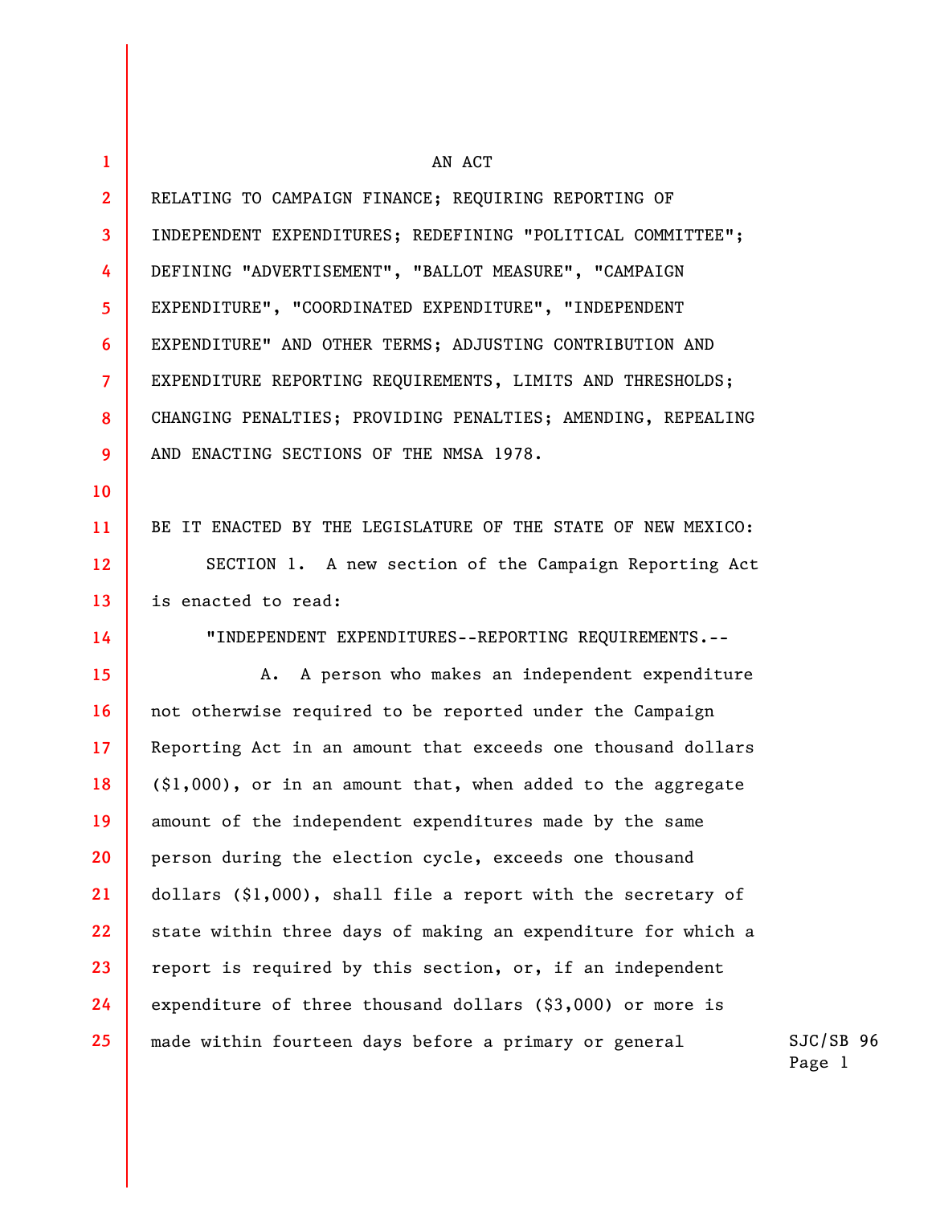AN ACT

RELATING TO CAMPAIGN FINANCE; REQUIRING REPORTING OF INDEPENDENT EXPENDITURES; REDEFINING "POLITICAL COMMITTEE"; DEFINING "ADVERTISEMENT", "BALLOT MEASURE", "CAMPAIGN EXPENDITURE", "COORDINATED EXPENDITURE", "INDEPENDENT EXPENDITURE" AND OTHER TERMS; ADJUSTING CONTRIBUTION AND EXPENDITURE REPORTING REQUIREMENTS, LIMITS AND THRESHOLDS; CHANGING PENALTIES; PROVIDING PENALTIES; AMENDING, REPEALING AND ENACTING SECTIONS OF THE NMSA 1978.

BE IT ENACTED BY THE LEGISLATURE OF THE STATE OF NEW MEXICO:

SECTION 1. A new section of the Campaign Reporting Act is enacted to read:

"INDEPENDENT EXPENDITURES--REPORTING REQUIREMENTS.--

A. A person who makes an independent expenditure not otherwise required to be reported under the Campaign Reporting Act in an amount that exceeds one thousand dollars ($1,000), or in an amount that, when added to the aggregate amount of the independent expenditures made by the same person during the election cycle, exceeds one thousand dollars ($1,000), shall file a report with the secretary of state within three days of making an expenditure for which a report is required by this section, or, if an independent expenditure of three thousand dollars ($3,000) or more is made within fourteen days before a primary or general

SJC/SB 96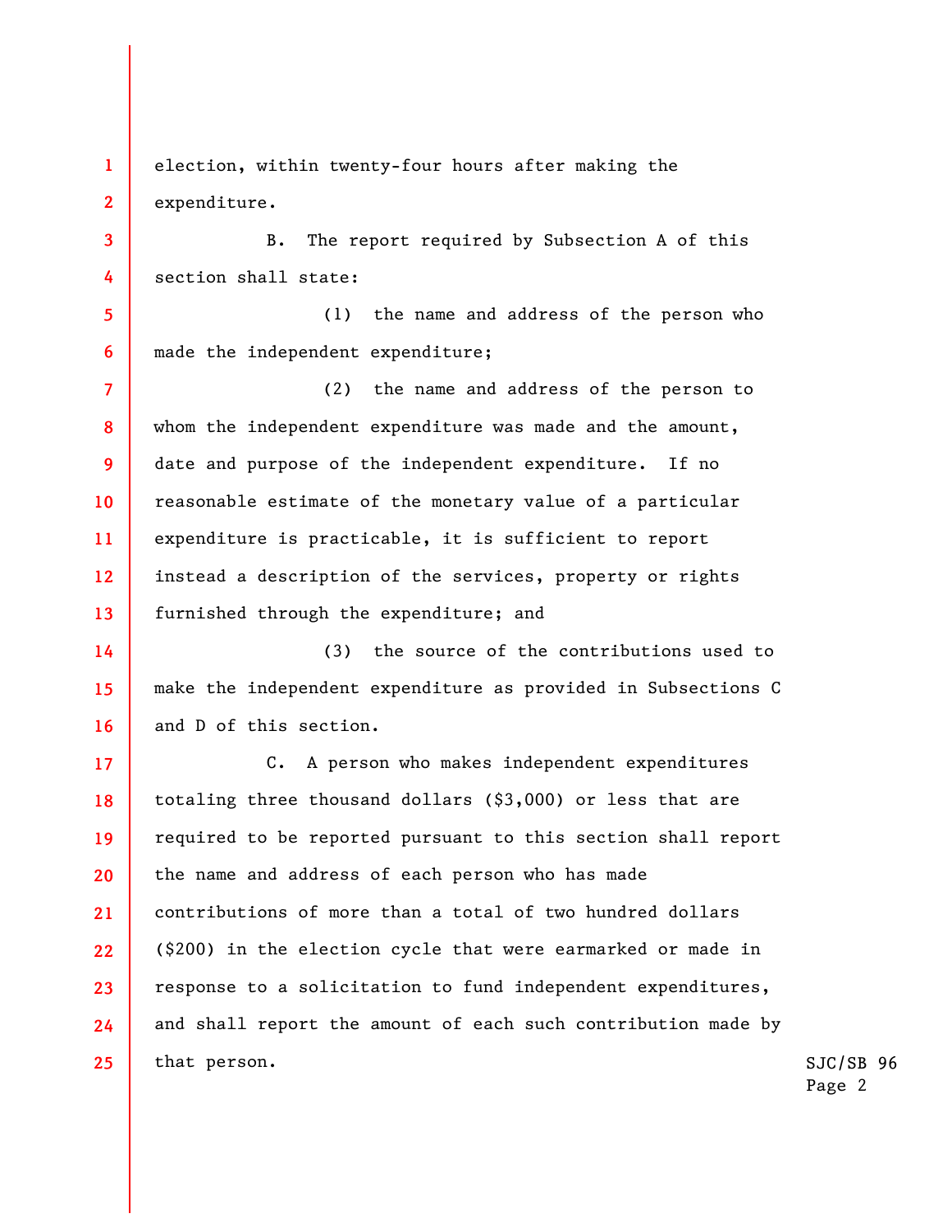election, within twenty-four hours after making the expenditure.

B. The report required by Subsection A of this section shall state:

(1) the name and address of the person who made the independent expenditure;

(2) the name and address of the person to whom the independent expenditure was made and the amount, date and purpose of the independent expenditure. If no reasonable estimate of the monetary value of a particular expenditure is practicable, it is sufficient to report instead a description of the services, property or rights furnished through the expenditure; and

(3) the source of the contributions used to make the independent expenditure as provided in Subsections C and D of this section.

C. A person who makes independent expenditures totaling three thousand dollars ($3,000) or less that are required to be reported pursuant to this section shall report the name and address of each person who has made contributions of more than a total of two hundred dollars ($200) in the election cycle that were earmarked or made in response to a solicitation to fund independent expenditures, and shall report the amount of each such contribution made by that person.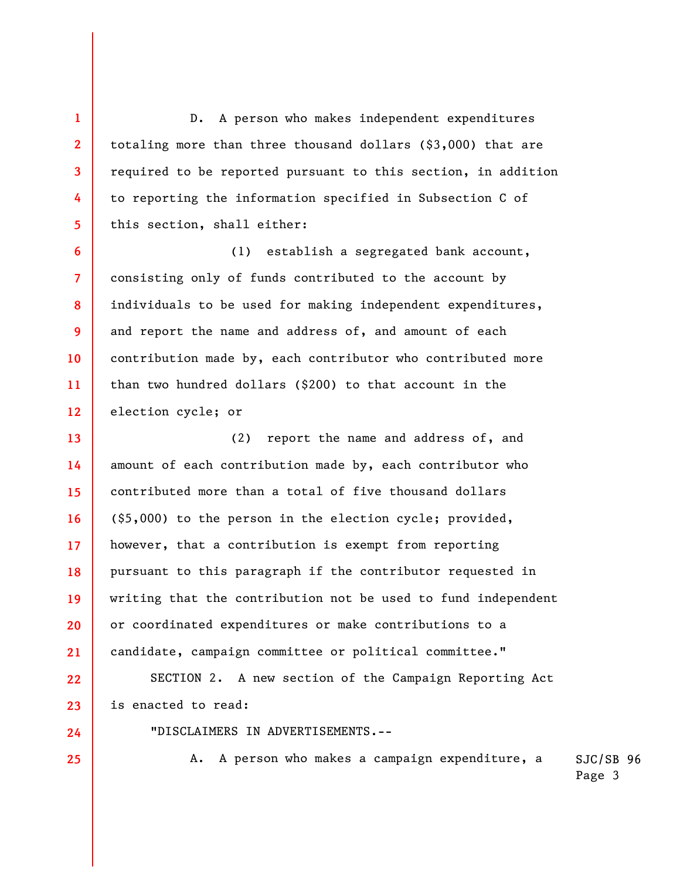D. A person who makes independent expenditures totaling more than three thousand dollars ($3,000) that are required to be reported pursuant to this section, in addition to reporting the information specified in Subsection C of this section, shall either:

(1) establish a segregated bank account, consisting only of funds contributed to the account by individuals to be used for making independent expenditures, and report the name and address of, and amount of each contribution made by, each contributor who contributed more than two hundred dollars ($200) to that account in the election cycle; or

(2) report the name and address of, and amount of each contribution made by, each contributor who contributed more than a total of five thousand dollars ($5,000) to the person in the election cycle; provided, however, that a contribution is exempt from reporting pursuant to this paragraph if the contributor requested in writing that the contribution not be used to fund independent or coordinated expenditures or make contributions to a candidate, campaign committee or political committee."

SECTION 2. A new section of the Campaign Reporting Act is enacted to read:

"DISCLAIMERS IN ADVERTISEMENTS.--

A. A person who makes a campaign expenditure, a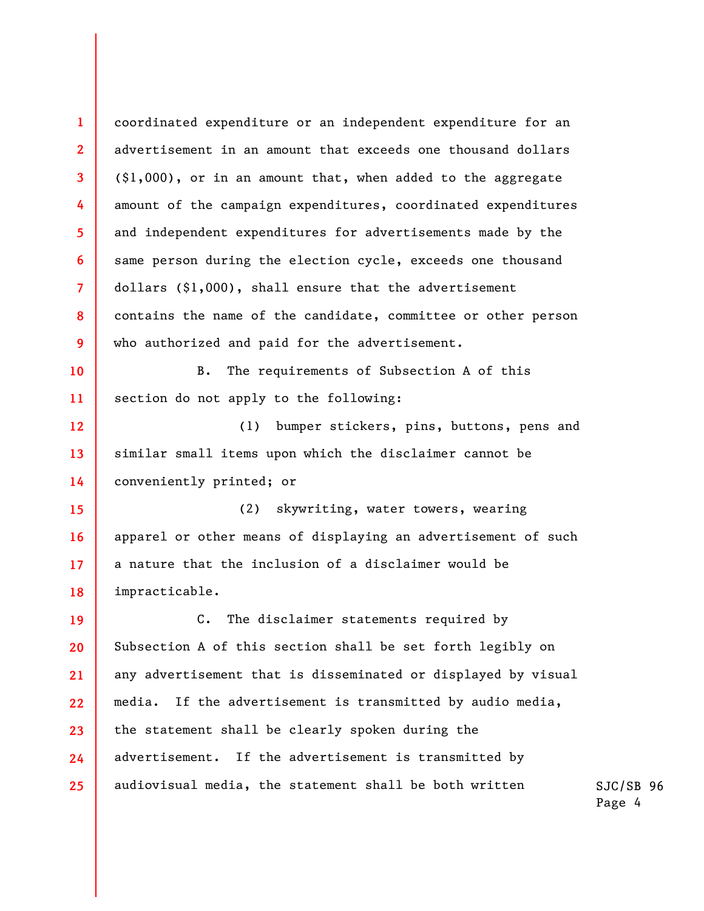coordinated expenditure or an independent expenditure for an advertisement in an amount that exceeds one thousand dollars ($1,000), or in an amount that, when added to the aggregate amount of the campaign expenditures, coordinated expenditures and independent expenditures for advertisements made by the same person during the election cycle, exceeds one thousand dollars ($1,000), shall ensure that the advertisement contains the name of the candidate, committee or other person who authorized and paid for the advertisement.

B. The requirements of Subsection A of this section do not apply to the following:

(1) bumper stickers, pins, buttons, pens and similar small items upon which the disclaimer cannot be conveniently printed; or

(2) skywriting, water towers, wearing apparel or other means of displaying an advertisement of such a nature that the inclusion of a disclaimer would be impracticable.

C. The disclaimer statements required by Subsection A of this section shall be set forth legibly on any advertisement that is disseminated or displayed by visual media. If the advertisement is transmitted by audio media, the statement shall be clearly spoken during the advertisement. If the advertisement is transmitted by audiovisual media, the statement shall be both written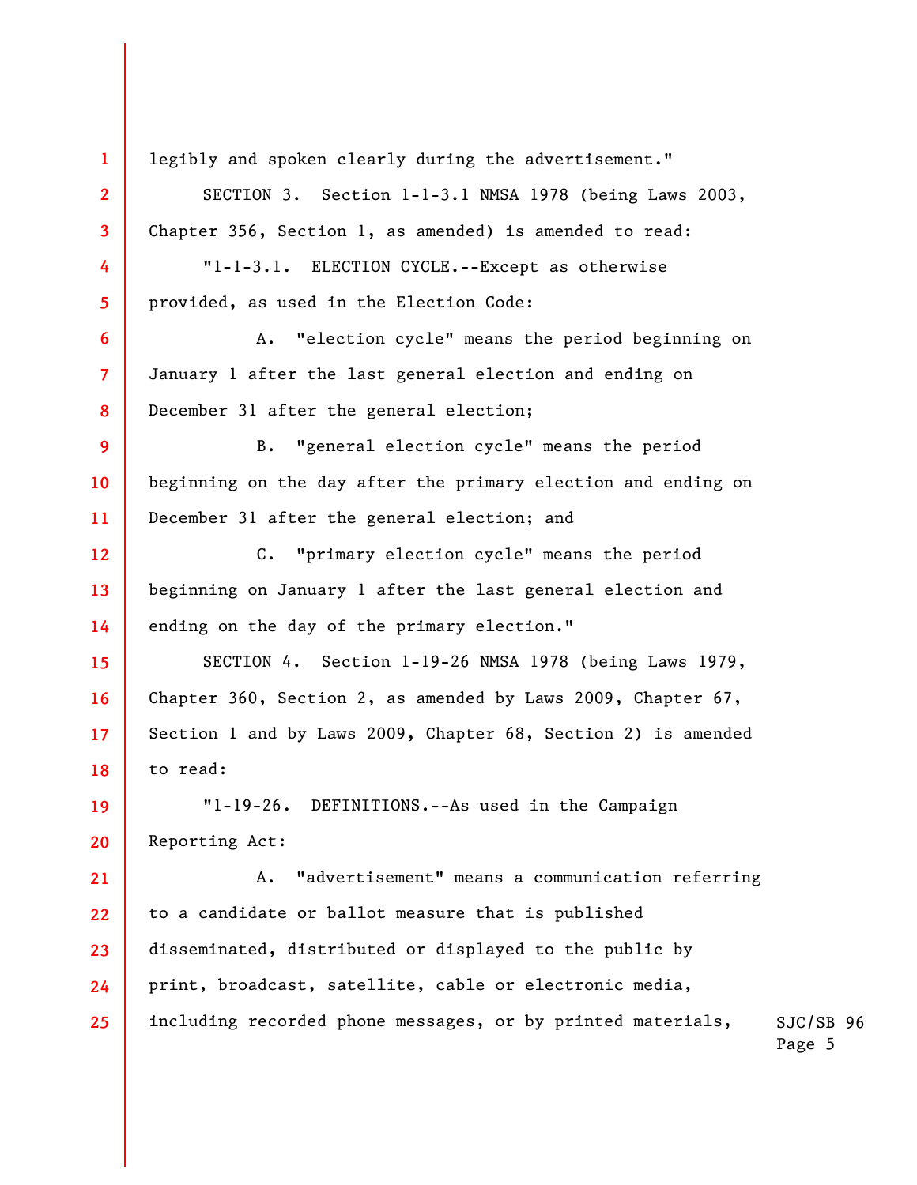legibly and spoken clearly during the advertisement."

SECTION 3. Section 1-1-3.1 NMSA 1978 (being Laws 2003, Chapter 356, Section 1, as amended) is amended to read:

"1-1-3.1. ELECTION CYCLE.--Except as otherwise provided, as used in the Election Code:

A. "election cycle" means the period beginning on January 1 after the last general election and ending on December 31 after the general election;

B. "general election cycle" means the period beginning on the day after the primary election and ending on December 31 after the general election; and

C. "primary election cycle" means the period beginning on January 1 after the last general election and ending on the day of the primary election."

SECTION 4. Section 1-19-26 NMSA 1978 (being Laws 1979, Chapter 360, Section 2, as amended by Laws 2009, Chapter 67, Section 1 and by Laws 2009, Chapter 68, Section 2) is amended to read:

"1-19-26. DEFINITIONS.--As used in the Campaign Reporting Act:

A. "advertisement" means a communication referring to a candidate or ballot measure that is published disseminated, distributed or displayed to the public by print, broadcast, satellite, cable or electronic media, including recorded phone messages, or by printed materials,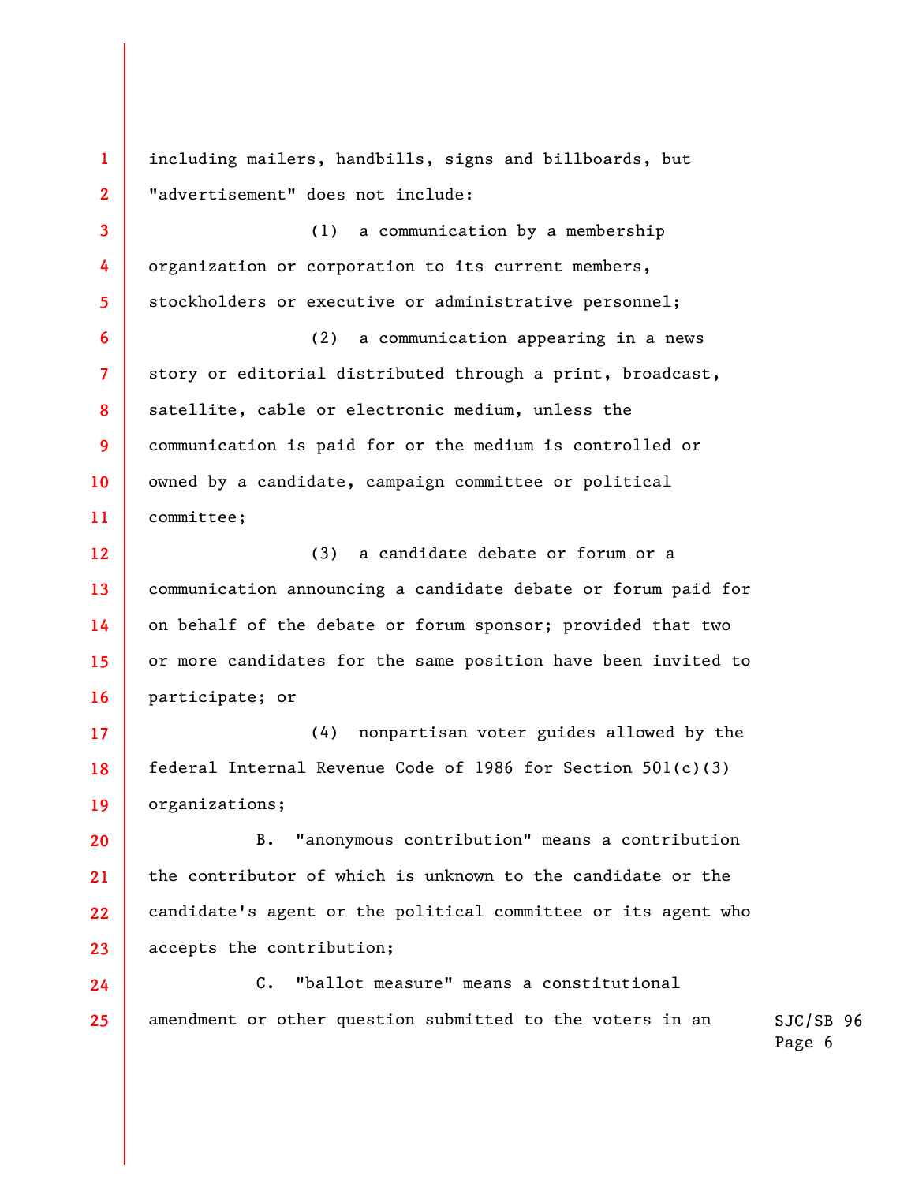including mailers, handbills, signs and billboards, but "advertisement" does not include:

(1) a communication by a membership organization or corporation to its current members, stockholders or executive or administrative personnel;

(2) a communication appearing in a news story or editorial distributed through a print, broadcast, satellite, cable or electronic medium, unless the communication is paid for or the medium is controlled or owned by a candidate, campaign committee or political committee;

(3) a candidate debate or forum or a communication announcing a candidate debate or forum paid for on behalf of the debate or forum sponsor; provided that two or more candidates for the same position have been invited to participate; or

(4) nonpartisan voter guides allowed by the federal Internal Revenue Code of 1986 for Section 501(c)(3) organizations;

B. "anonymous contribution" means a contribution the contributor of which is unknown to the candidate or the candidate's agent or the political committee or its agent who accepts the contribution;

C. "ballot measure" means a constitutional amendment or other question submitted to the voters in an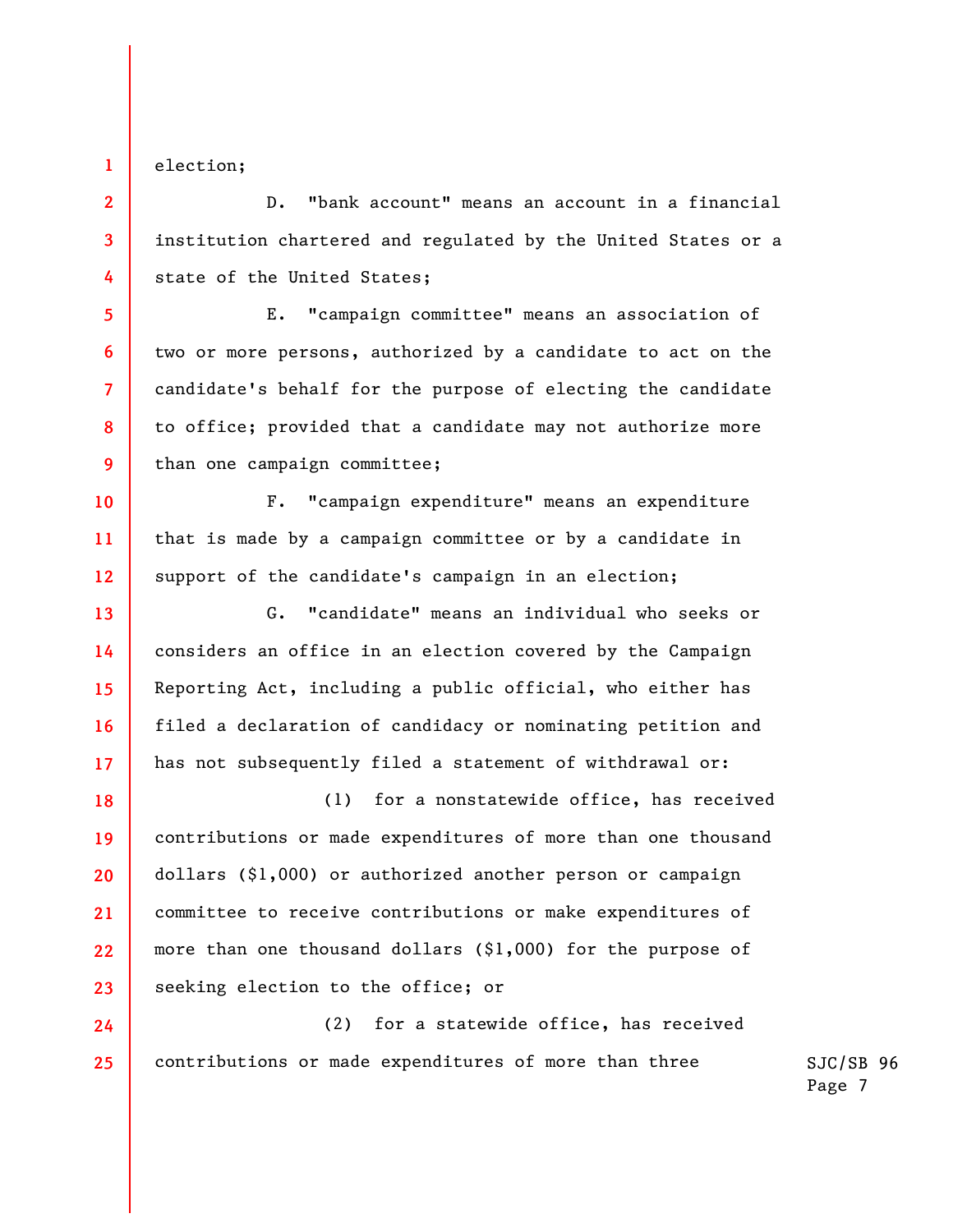election;

D. "bank account" means an account in a financial institution chartered and regulated by the United States or a state of the United States;

E. "campaign committee" means an association of two or more persons, authorized by a candidate to act on the candidate's behalf for the purpose of electing the candidate to office; provided that a candidate may not authorize more than one campaign committee;

F. "campaign expenditure" means an expenditure that is made by a campaign committee or by a candidate in support of the candidate's campaign in an election;

G. "candidate" means an individual who seeks or considers an office in an election covered by the Campaign Reporting Act, including a public official, who either has filed a declaration of candidacy or nominating petition and has not subsequently filed a statement of withdrawal or:

(1) for a nonstatewide office, has received contributions or made expenditures of more than one thousand dollars ($1,000) or authorized another person or campaign committee to receive contributions or make expenditures of more than one thousand dollars ($1,000) for the purpose of seeking election to the office; or

(2) for a statewide office, has received contributions or made expenditures of more than three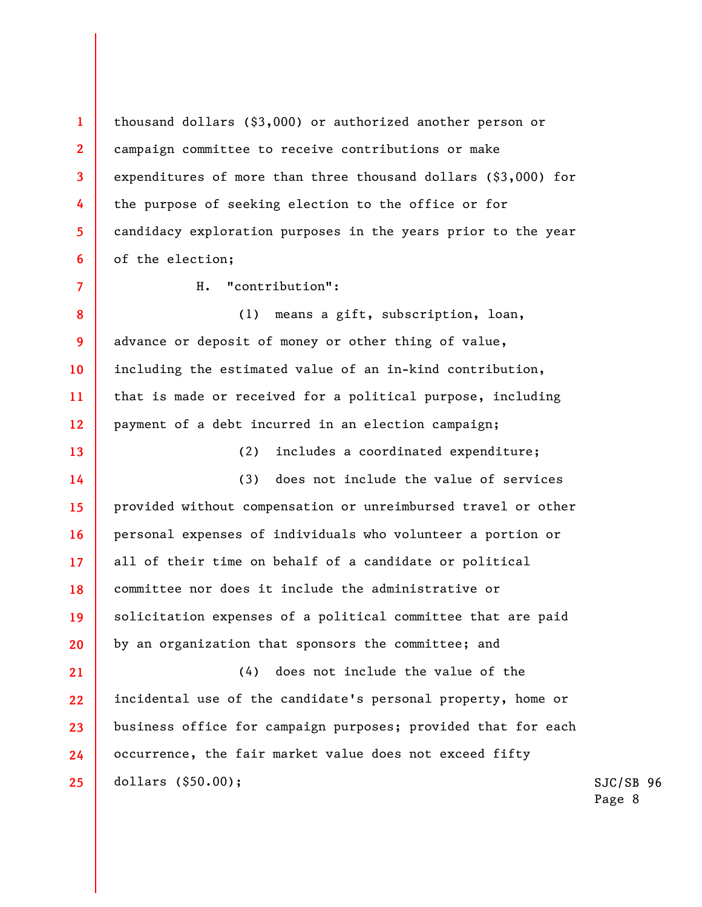thousand dollars ($3,000) or authorized another person or campaign committee to receive contributions or make expenditures of more than three thousand dollars ($3,000) for the purpose of seeking election to the office or for candidacy exploration purposes in the years prior to the year of the election;

H. "contribution":

(1) means a gift, subscription, loan, advance or deposit of money or other thing of value, including the estimated value of an in-kind contribution, that is made or received for a political purpose, including payment of a debt incurred in an election campaign;

(2) includes a coordinated expenditure;

(3) does not include the value of services provided without compensation or unreimbursed travel or other personal expenses of individuals who volunteer a portion or all of their time on behalf of a candidate or political committee nor does it include the administrative or solicitation expenses of a political committee that are paid by an organization that sponsors the committee; and

(4) does not include the value of the incidental use of the candidate's personal property, home or business office for campaign purposes; provided that for each occurrence, the fair market value does not exceed fifty dollars ($50.00);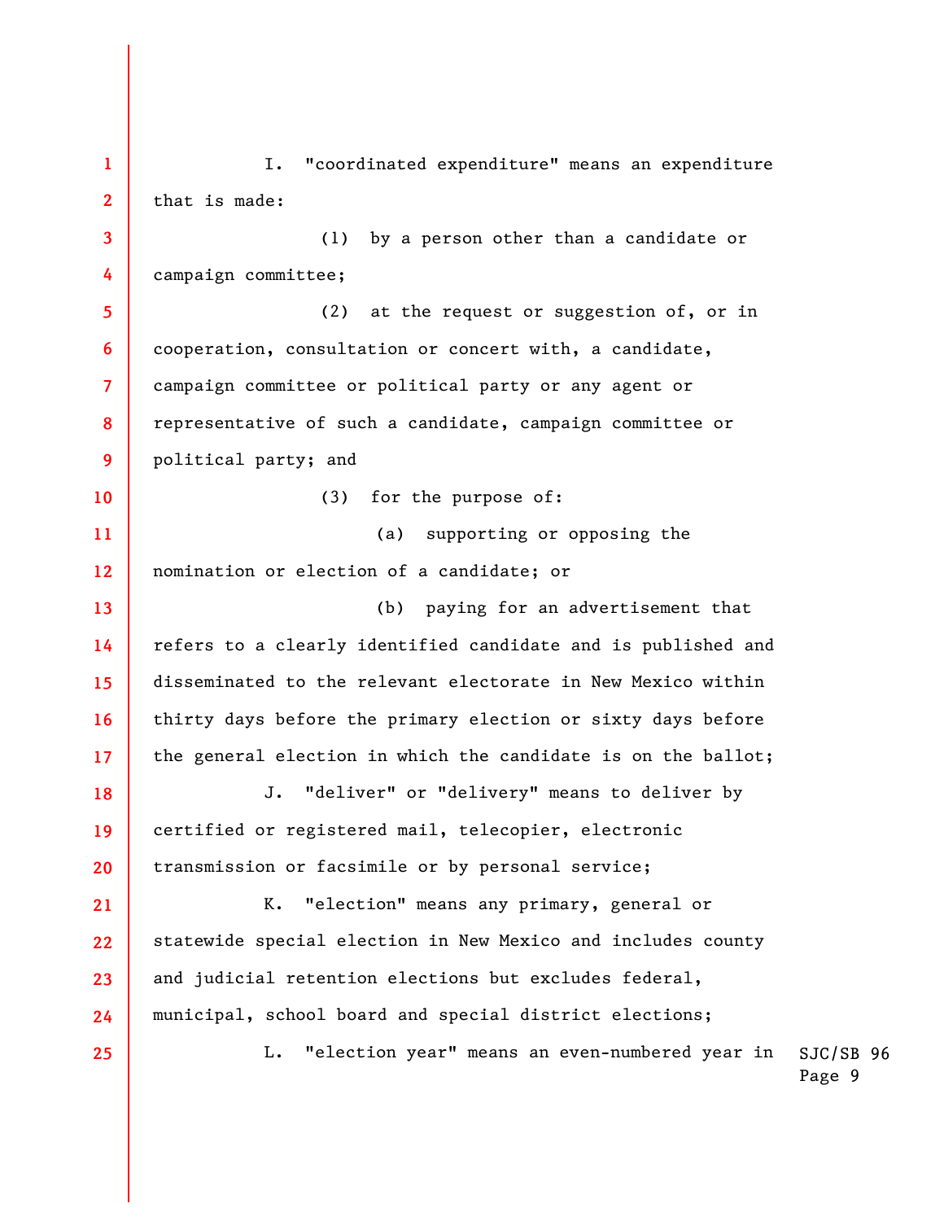I. "coordinated expenditure" means an expenditure that is made:

(1) by a person other than a candidate or campaign committee;

(2) at the request or suggestion of, or in cooperation, consultation or concert with, a candidate, campaign committee or political party or any agent or representative of such a candidate, campaign committee or political party; and

(3) for the purpose of:

(a) supporting or opposing the nomination or election of a candidate; or

(b) paying for an advertisement that refers to a clearly identified candidate and is published and disseminated to the relevant electorate in New Mexico within thirty days before the primary election or sixty days before the general election in which the candidate is on the ballot;

J. "deliver" or "delivery" means to deliver by certified or registered mail, telecopier, electronic transmission or facsimile or by personal service;

K. "election" means any primary, general or statewide special election in New Mexico and includes county and judicial retention elections but excludes federal, municipal, school board and special district elections;

L. "election year" means an even-numbered year in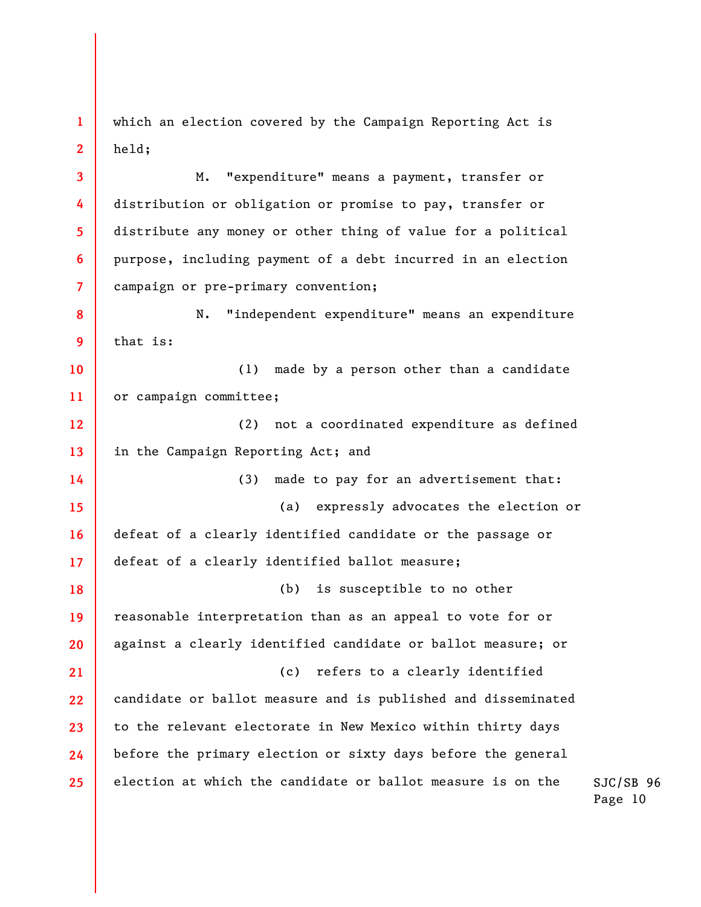which an election covered by the Campaign Reporting Act is held;

M. "expenditure" means a payment, transfer or distribution or obligation or promise to pay, transfer or distribute any money or other thing of value for a political purpose, including payment of a debt incurred in an election campaign or pre-primary convention;

N. "independent expenditure" means an expenditure that is:

(1) made by a person other than a candidate or campaign committee;

(2) not a coordinated expenditure as defined in the Campaign Reporting Act; and

(3) made to pay for an advertisement that:

(a) expressly advocates the election or defeat of a clearly identified candidate or the passage or defeat of a clearly identified ballot measure;

(b) is susceptible to no other reasonable interpretation than as an appeal to vote for or against a clearly identified candidate or ballot measure; or

(c) refers to a clearly identified candidate or ballot measure and is published and disseminated to the relevant electorate in New Mexico within thirty days before the primary election or sixty days before the general election at which the candidate or ballot measure is on the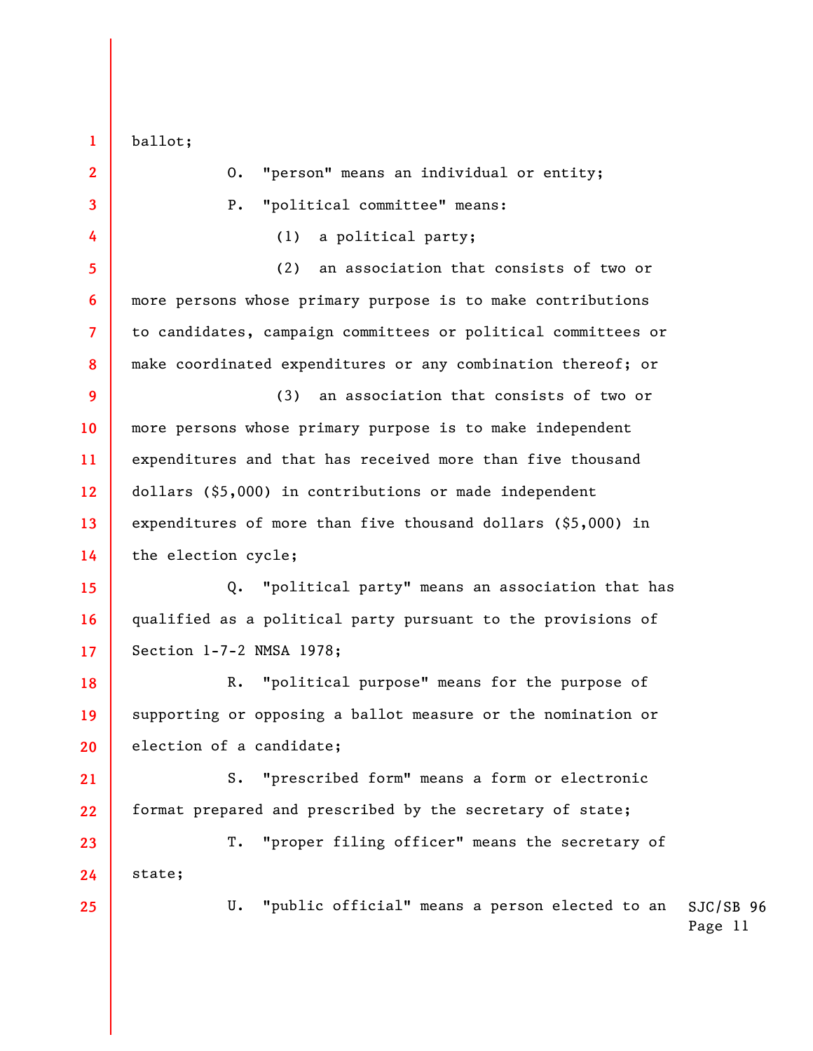ballot;

O. "person" means an individual or entity;

P. "political committee" means:

(1) a political party;

(2) an association that consists of two or more persons whose primary purpose is to make contributions to candidates, campaign committees or political committees or make coordinated expenditures or any combination thereof; or

(3) an association that consists of two or more persons whose primary purpose is to make independent expenditures and that has received more than five thousand dollars ($5,000) in contributions or made independent expenditures of more than five thousand dollars ($5,000) in the election cycle;

Q. "political party" means an association that has qualified as a political party pursuant to the provisions of Section 1-7-2 NMSA 1978;

R. "political purpose" means for the purpose of supporting or opposing a ballot measure or the nomination or election of a candidate;

S. "prescribed form" means a form or electronic format prepared and prescribed by the secretary of state;

T. "proper filing officer" means the secretary of state;

U. "public official" means a person elected to an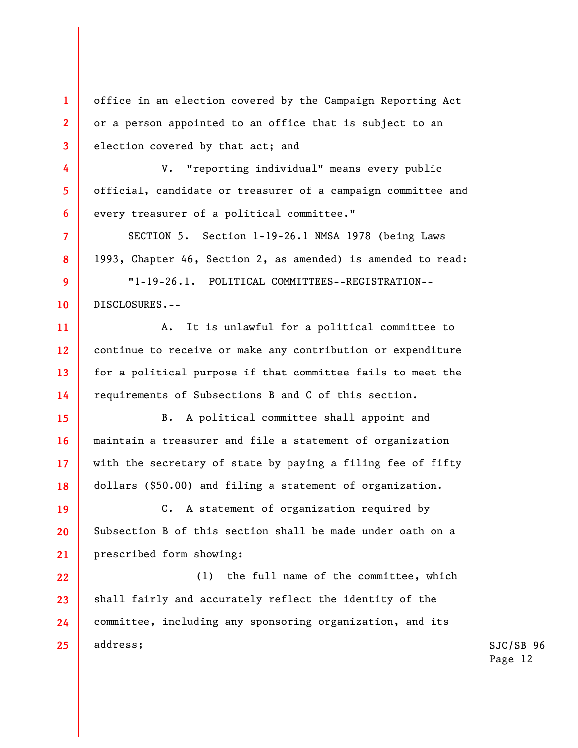office in an election covered by the Campaign Reporting Act or a person appointed to an office that is subject to an election covered by that act; and

V. "reporting individual" means every public official, candidate or treasurer of a campaign committee and every treasurer of a political committee."

SECTION 5. Section 1-19-26.1 NMSA 1978 (being Laws 1993, Chapter 46, Section 2, as amended) is amended to read:

"1-19-26.1. POLITICAL COMMITTEES--REGISTRATION--DISCLOSURES.--

A. It is unlawful for a political committee to continue to receive or make any contribution or expenditure for a political purpose if that committee fails to meet the requirements of Subsections B and C of this section.

B. A political committee shall appoint and maintain a treasurer and file a statement of organization with the secretary of state by paying a filing fee of fifty dollars ($50.00) and filing a statement of organization.

C. A statement of organization required by Subsection B of this section shall be made under oath on a prescribed form showing:

(1) the full name of the committee, which shall fairly and accurately reflect the identity of the committee, including any sponsoring organization, and its address;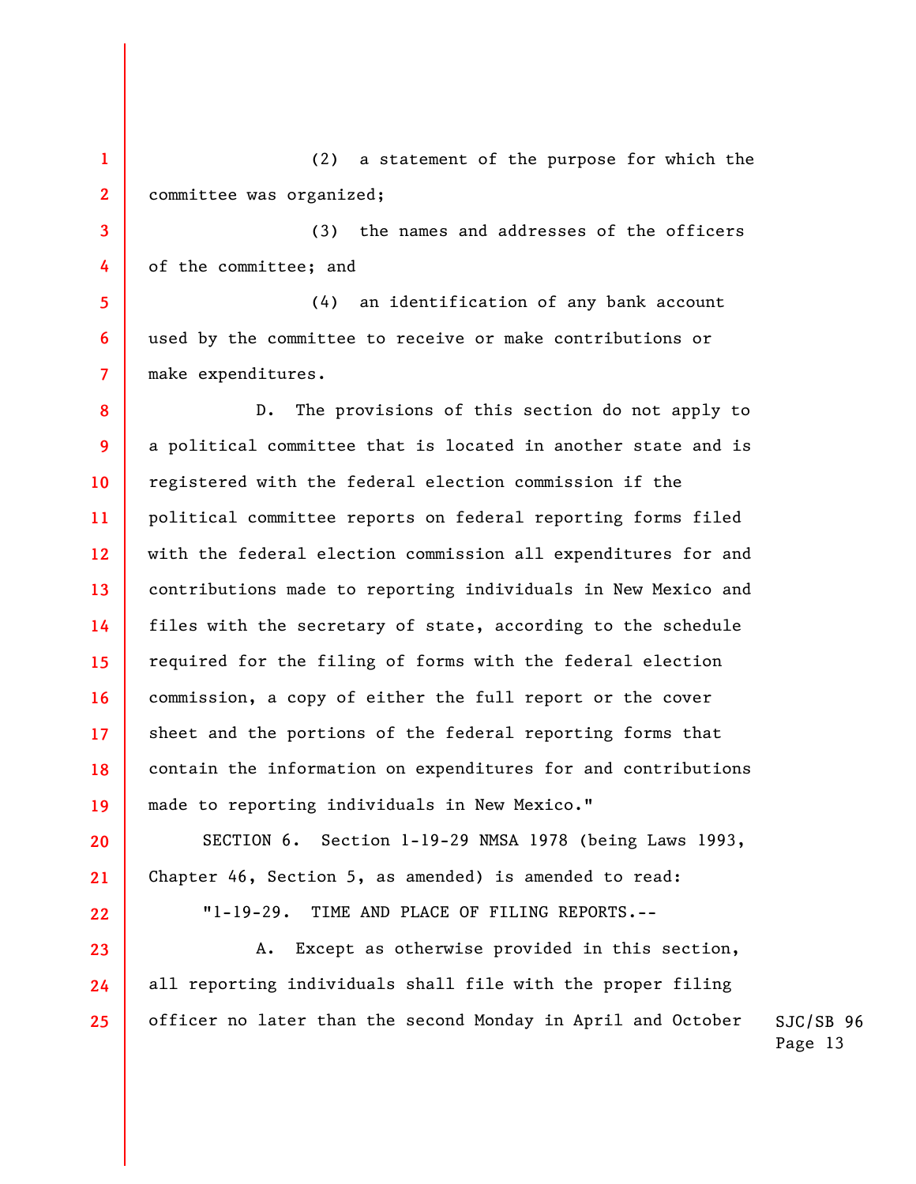(2) a statement of the purpose for which the committee was organized;

(3) the names and addresses of the officers of the committee; and

(4) an identification of any bank account used by the committee to receive or make contributions or make expenditures.

D. The provisions of this section do not apply to a political committee that is located in another state and is registered with the federal election commission if the political committee reports on federal reporting forms filed with the federal election commission all expenditures for and contributions made to reporting individuals in New Mexico and files with the secretary of state, according to the schedule required for the filing of forms with the federal election commission, a copy of either the full report or the cover sheet and the portions of the federal reporting forms that contain the information on expenditures for and contributions made to reporting individuals in New Mexico."

SECTION 6. Section 1-19-29 NMSA 1978 (being Laws 1993, Chapter 46, Section 5, as amended) is amended to read:

"1-19-29. TIME AND PLACE OF FILING REPORTS.--

A. Except as otherwise provided in this section, all reporting individuals shall file with the proper filing officer no later than the second Monday in April and October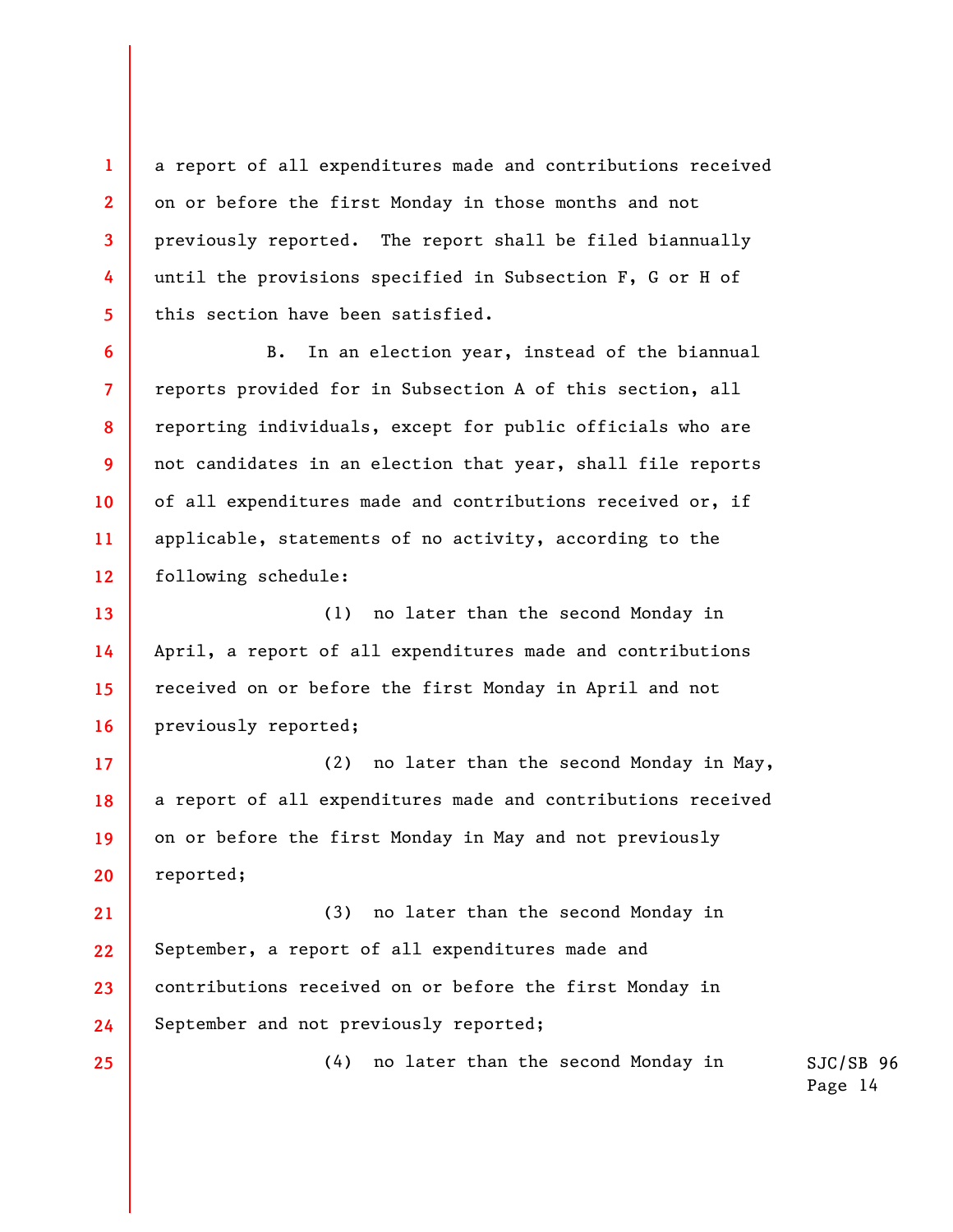a report of all expenditures made and contributions received on or before the first Monday in those months and not previously reported. The report shall be filed biannually until the provisions specified in Subsection F, G or H of this section have been satisfied.

B. In an election year, instead of the biannual reports provided for in Subsection A of this section, all reporting individuals, except for public officials who are not candidates in an election that year, shall file reports of all expenditures made and contributions received or, if applicable, statements of no activity, according to the following schedule:

(1) no later than the second Monday in April, a report of all expenditures made and contributions received on or before the first Monday in April and not previously reported;

(2) no later than the second Monday in May, a report of all expenditures made and contributions received on or before the first Monday in May and not previously reported;

(3) no later than the second Monday in September, a report of all expenditures made and contributions received on or before the first Monday in September and not previously reported;

(4) no later than the second Monday in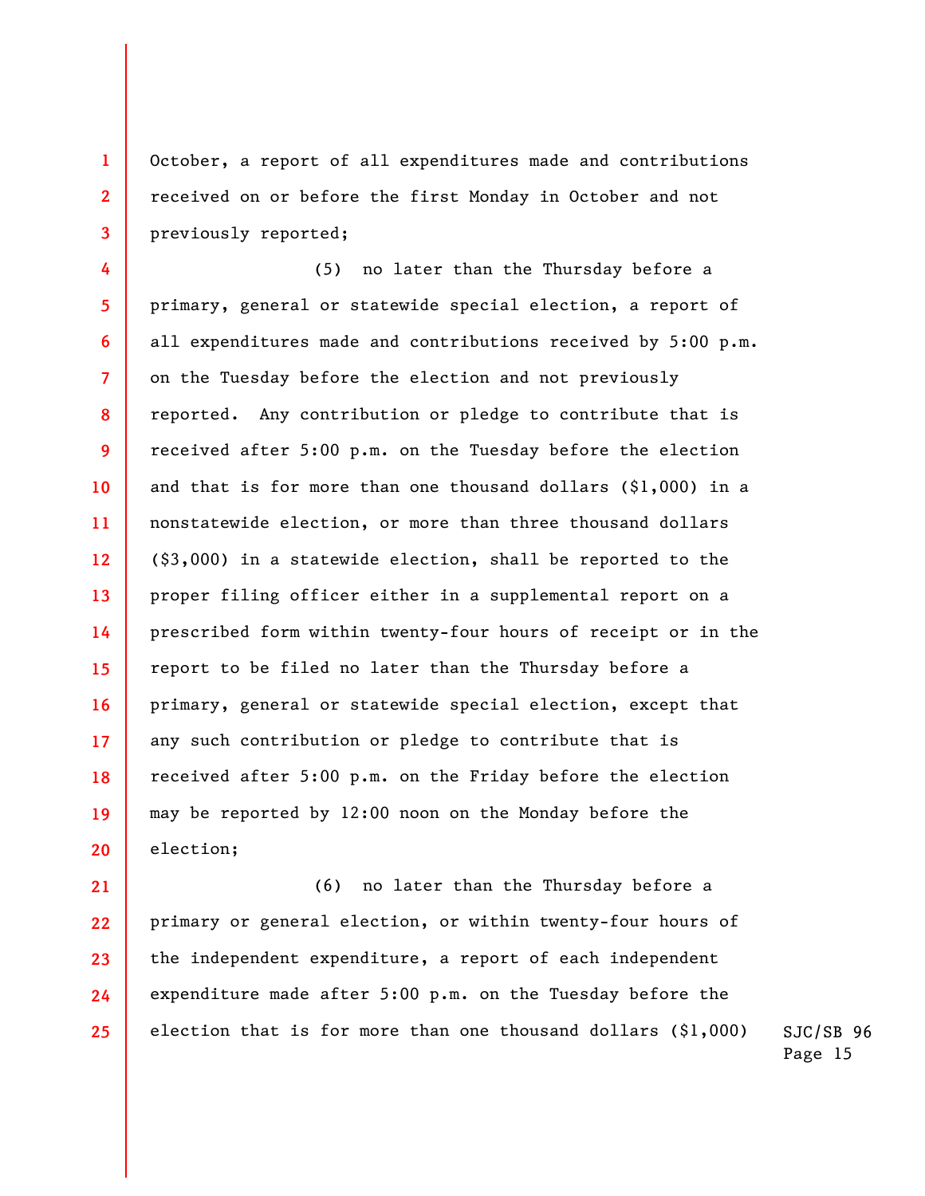October, a report of all expenditures made and contributions received on or before the first Monday in October and not previously reported;

(5) no later than the Thursday before a primary, general or statewide special election, a report of all expenditures made and contributions received by 5:00 p.m. on the Tuesday before the election and not previously reported. Any contribution or pledge to contribute that is received after 5:00 p.m. on the Tuesday before the election and that is for more than one thousand dollars ($1,000) in a nonstatewide election, or more than three thousand dollars ($3,000) in a statewide election, shall be reported to the proper filing officer either in a supplemental report on a prescribed form within twenty-four hours of receipt or in the report to be filed no later than the Thursday before a primary, general or statewide special election, except that any such contribution or pledge to contribute that is received after 5:00 p.m. on the Friday before the election may be reported by 12:00 noon on the Monday before the election;

(6) no later than the Thursday before a primary or general election, or within twenty-four hours of the independent expenditure, a report of each independent expenditure made after 5:00 p.m. on the Tuesday before the election that is for more than one thousand dollars ($1,000)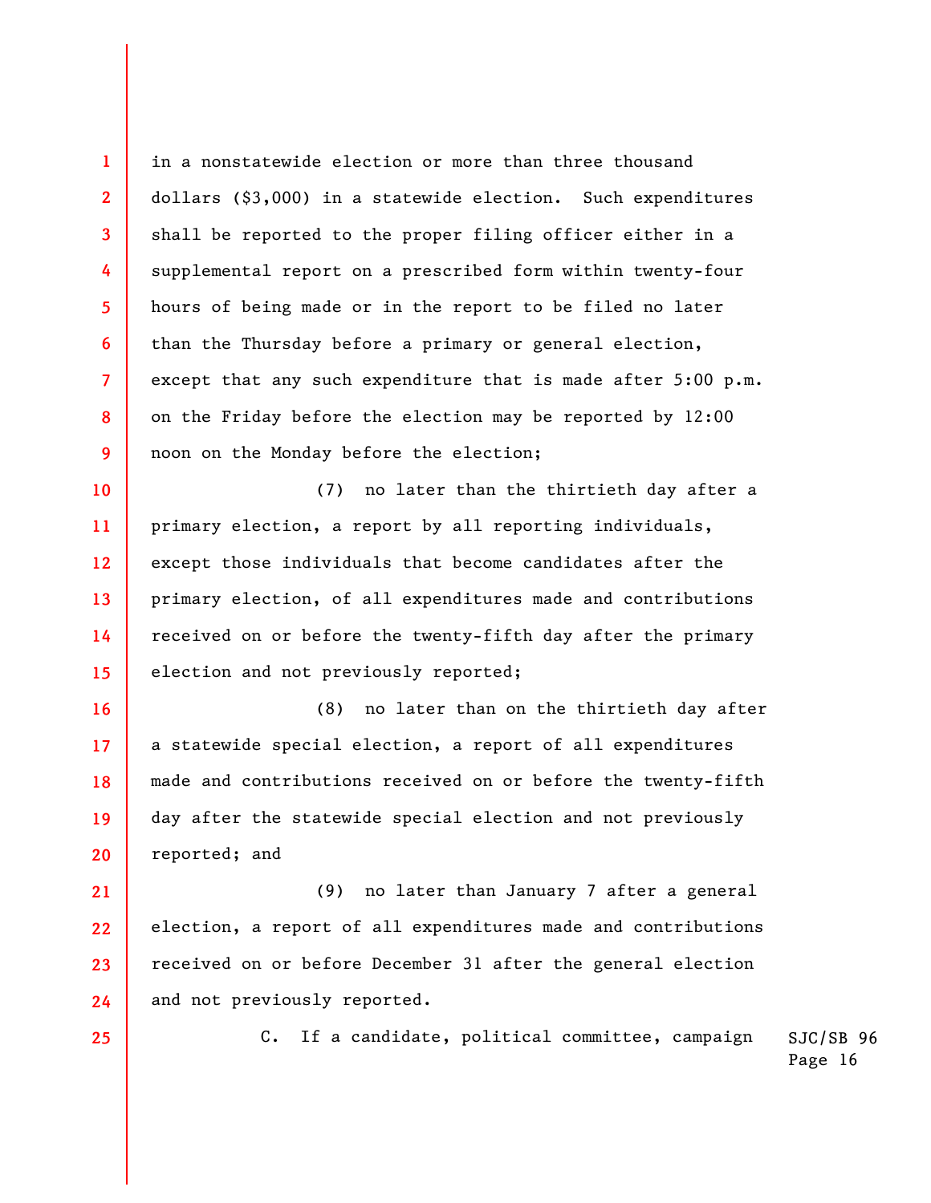in a nonstatewide election or more than three thousand dollars ($3,000) in a statewide election. Such expenditures shall be reported to the proper filing officer either in a supplemental report on a prescribed form within twenty-four hours of being made or in the report to be filed no later than the Thursday before a primary or general election, except that any such expenditure that is made after 5:00 p.m. on the Friday before the election may be reported by 12:00 noon on the Monday before the election;

(7) no later than the thirtieth day after a primary election, a report by all reporting individuals, except those individuals that become candidates after the primary election, of all expenditures made and contributions received on or before the twenty-fifth day after the primary election and not previously reported;

(8) no later than on the thirtieth day after a statewide special election, a report of all expenditures made and contributions received on or before the twenty-fifth day after the statewide special election and not previously reported; and

(9) no later than January 7 after a general election, a report of all expenditures made and contributions received on or before December 31 after the general election and not previously reported.

C. If a candidate, political committee, campaign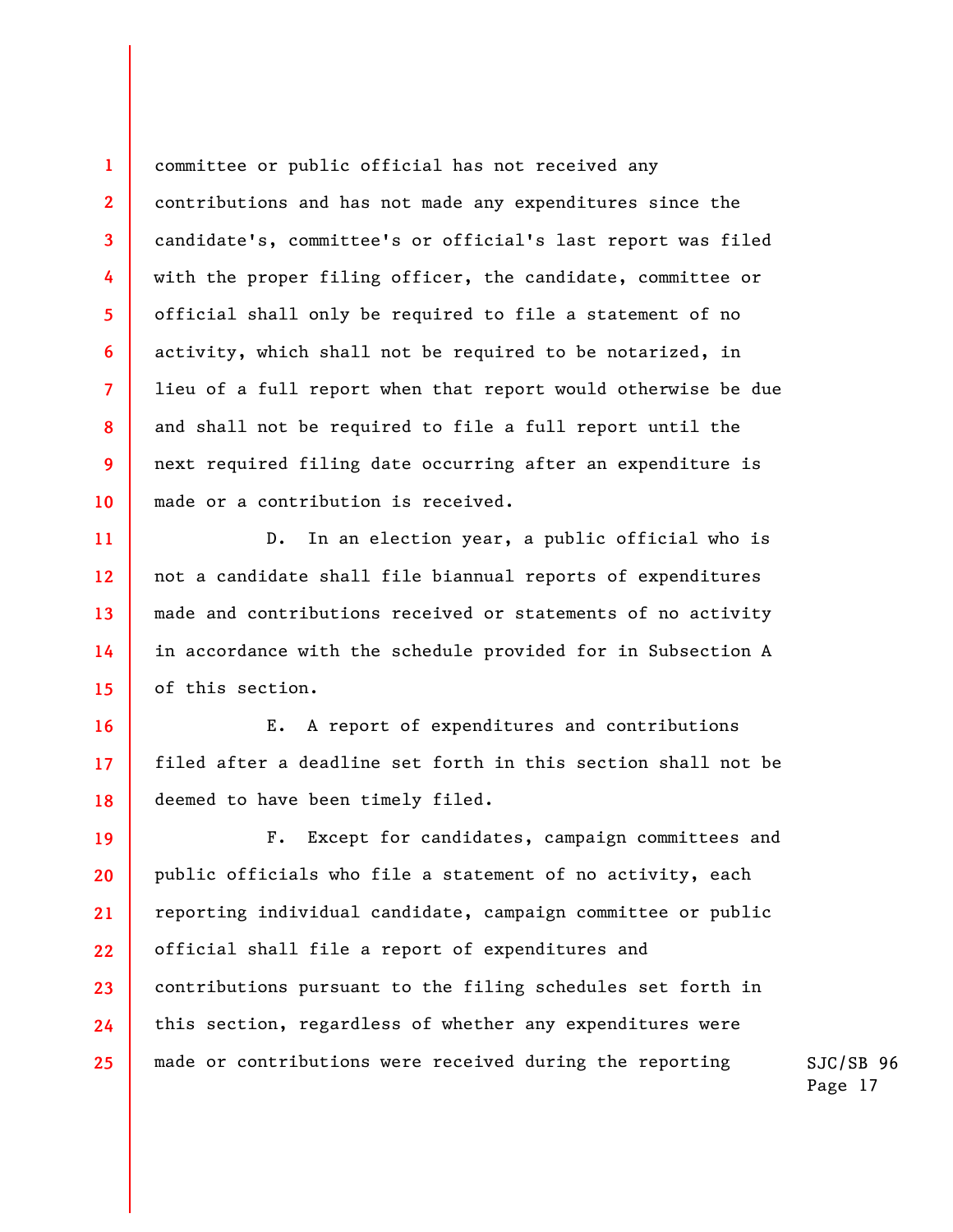committee or public official has not received any contributions and has not made any expenditures since the candidate's, committee's or official's last report was filed with the proper filing officer, the candidate, committee or official shall only be required to file a statement of no activity, which shall not be required to be notarized, in lieu of a full report when that report would otherwise be due and shall not be required to file a full report until the next required filing date occurring after an expenditure is made or a contribution is received.

D. In an election year, a public official who is not a candidate shall file biannual reports of expenditures made and contributions received or statements of no activity in accordance with the schedule provided for in Subsection A of this section.

E. A report of expenditures and contributions filed after a deadline set forth in this section shall not be deemed to have been timely filed.

F. Except for candidates, campaign committees and public officials who file a statement of no activity, each reporting individual candidate, campaign committee or public official shall file a report of expenditures and contributions pursuant to the filing schedules set forth in this section, regardless of whether any expenditures were made or contributions were received during the reporting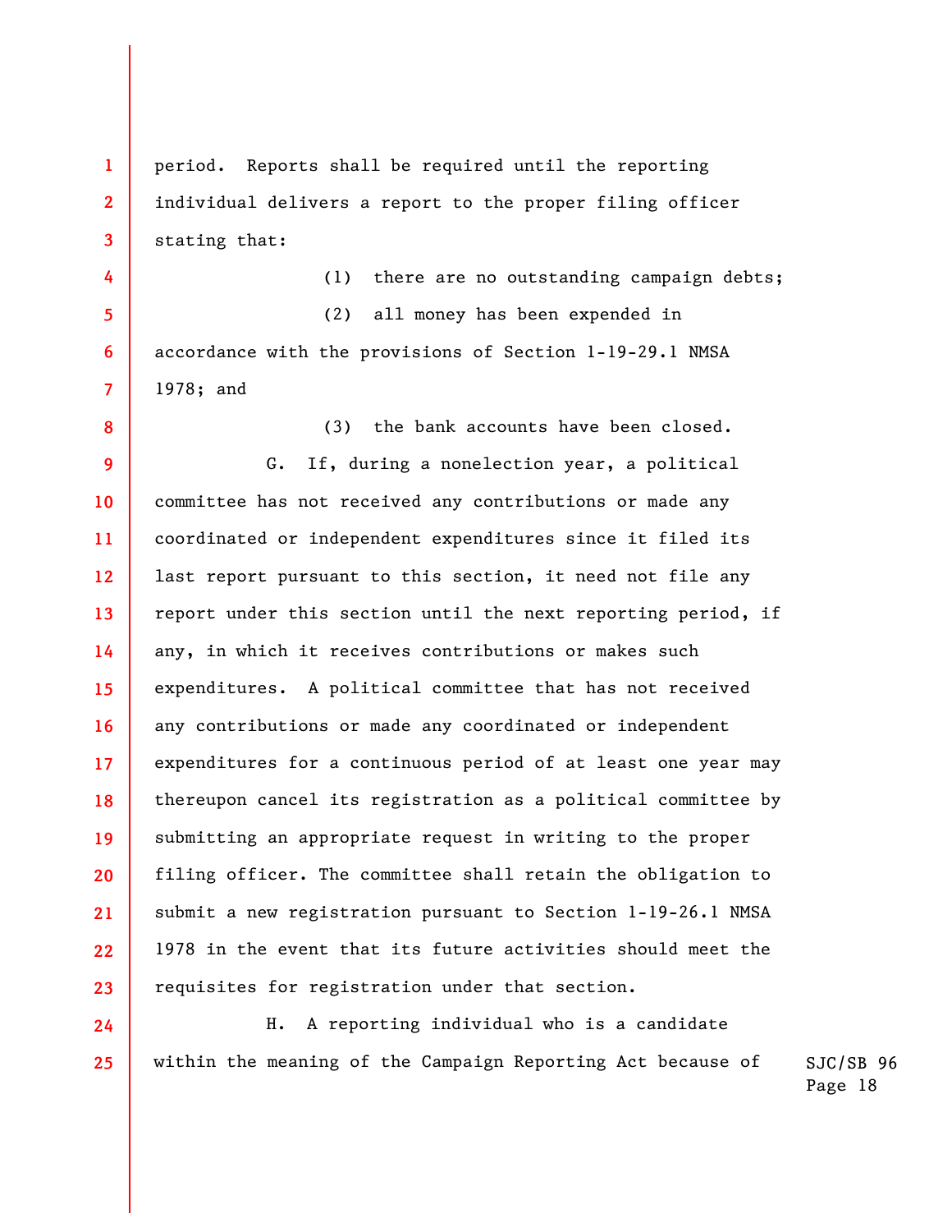period. Reports shall be required until the reporting individual delivers a report to the proper filing officer stating that:

(1) there are no outstanding campaign debts;

(2) all money has been expended in accordance with the provisions of Section 1-19-29.1 NMSA 1978; and

(3) the bank accounts have been closed.

G. If, during a nonelection year, a political committee has not received any contributions or made any coordinated or independent expenditures since it filed its last report pursuant to this section, it need not file any report under this section until the next reporting period, if any, in which it receives contributions or makes such expenditures. A political committee that has not received any contributions or made any coordinated or independent expenditures for a continuous period of at least one year may thereupon cancel its registration as a political committee by submitting an appropriate request in writing to the proper filing officer. The committee shall retain the obligation to submit a new registration pursuant to Section 1-19-26.1 NMSA 1978 in the event that its future activities should meet the requisites for registration under that section.

H. A reporting individual who is a candidate within the meaning of the Campaign Reporting Act because of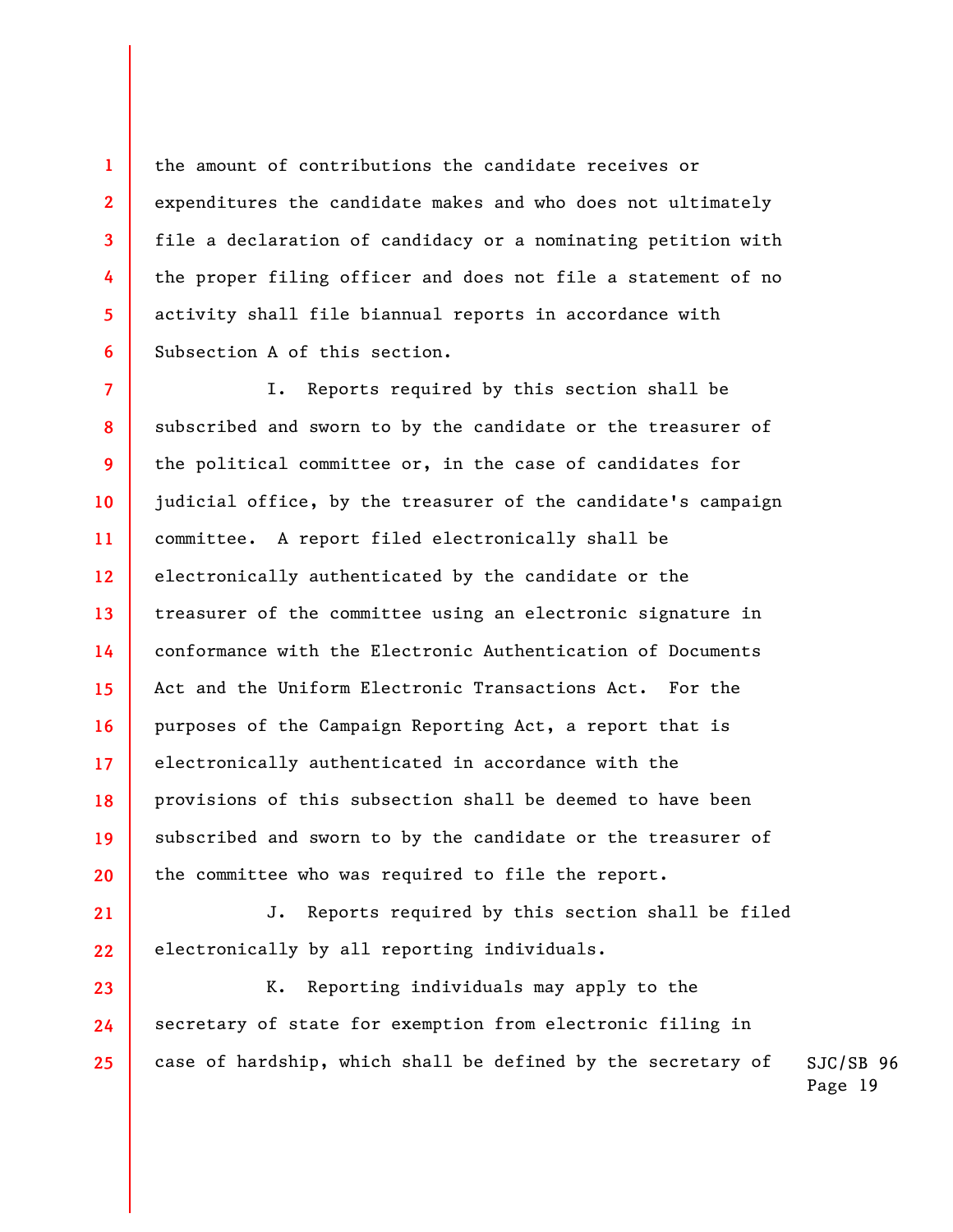the amount of contributions the candidate receives or expenditures the candidate makes and who does not ultimately file a declaration of candidacy or a nominating petition with the proper filing officer and does not file a statement of no activity shall file biannual reports in accordance with Subsection A of this section.

I. Reports required by this section shall be subscribed and sworn to by the candidate or the treasurer of the political committee or, in the case of candidates for judicial office, by the treasurer of the candidate's campaign committee. A report filed electronically shall be electronically authenticated by the candidate or the treasurer of the committee using an electronic signature in conformance with the Electronic Authentication of Documents Act and the Uniform Electronic Transactions Act. For the purposes of the Campaign Reporting Act, a report that is electronically authenticated in accordance with the provisions of this subsection shall be deemed to have been subscribed and sworn to by the candidate or the treasurer of the committee who was required to file the report.

J. Reports required by this section shall be filed electronically by all reporting individuals.

K. Reporting individuals may apply to the secretary of state for exemption from electronic filing in case of hardship, which shall be defined by the secretary of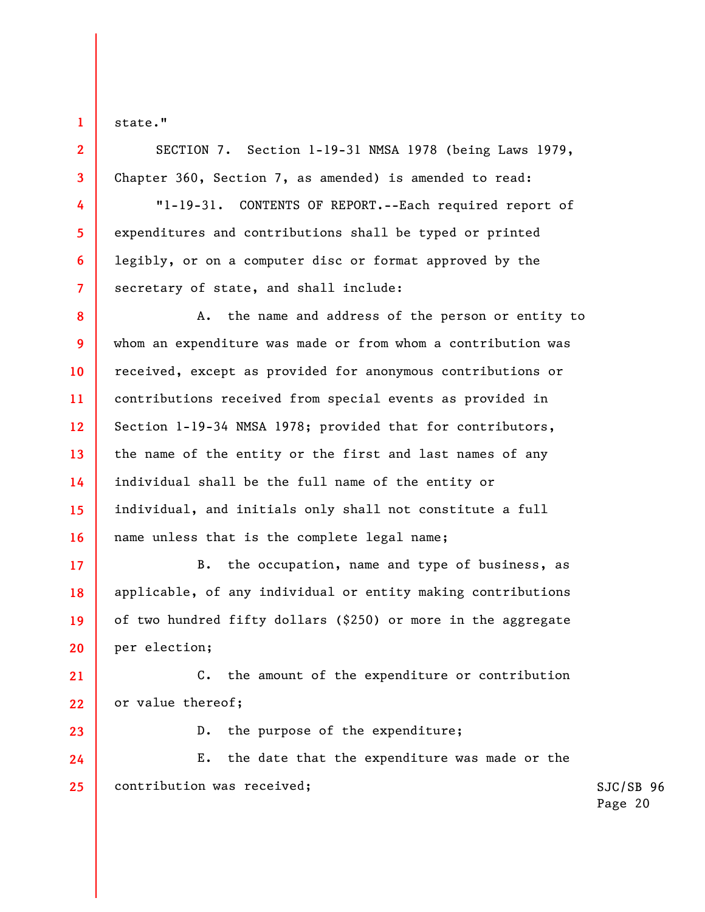state."

SECTION 7. Section 1-19-31 NMSA 1978 (being Laws 1979, Chapter 360, Section 7, as amended) is amended to read:

"1-19-31. CONTENTS OF REPORT.--Each required report of expenditures and contributions shall be typed or printed legibly, or on a computer disc or format approved by the secretary of state, and shall include:

A. the name and address of the person or entity to whom an expenditure was made or from whom a contribution was received, except as provided for anonymous contributions or contributions received from special events as provided in Section 1-19-34 NMSA 1978; provided that for contributors, the name of the entity or the first and last names of any individual shall be the full name of the entity or individual, and initials only shall not constitute a full name unless that is the complete legal name;

B. the occupation, name and type of business, as applicable, of any individual or entity making contributions of two hundred fifty dollars ($250) or more in the aggregate per election;

C. the amount of the expenditure or contribution or value thereof;

D. the purpose of the expenditure;

E. the date that the expenditure was made or the contribution was received;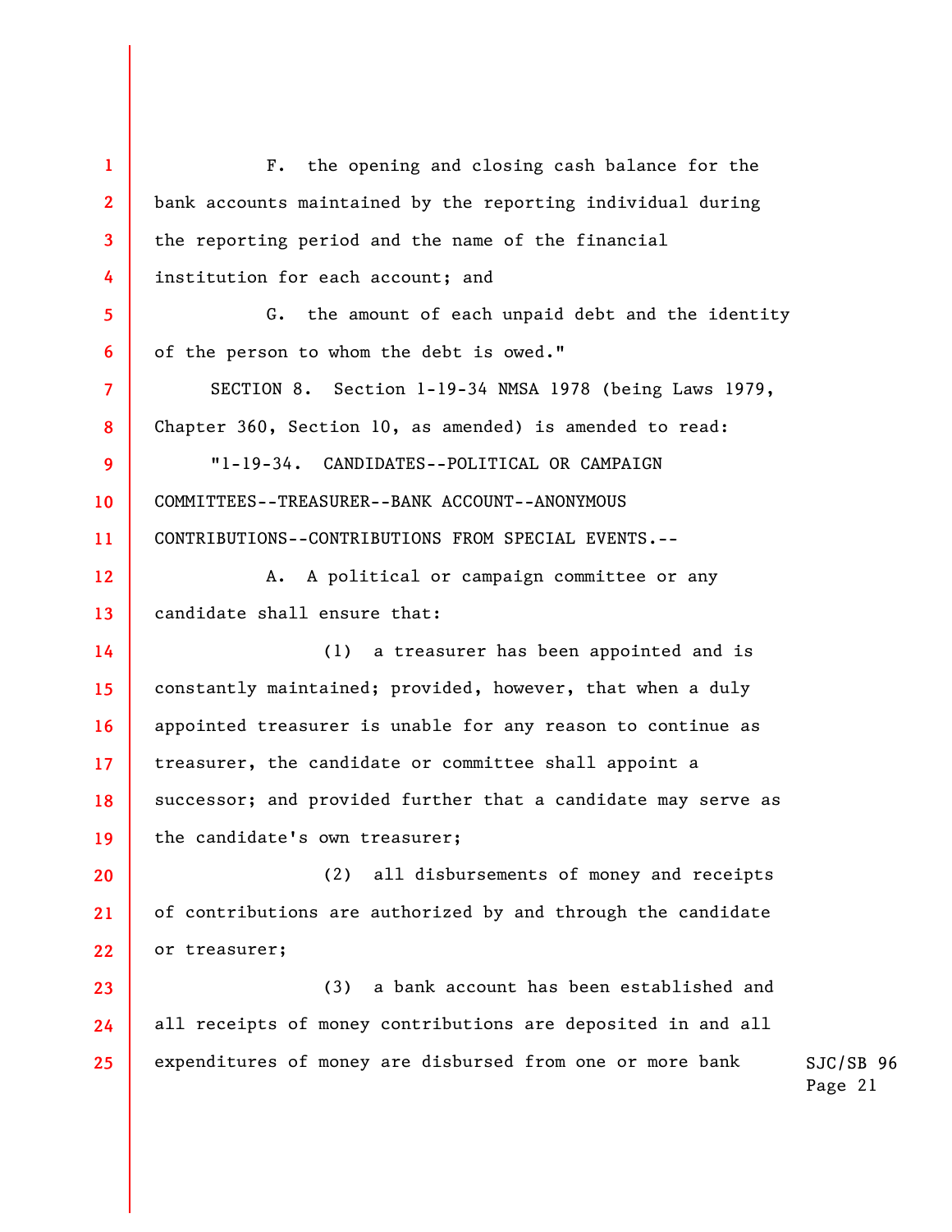F. the opening and closing cash balance for the bank accounts maintained by the reporting individual during the reporting period and the name of the financial institution for each account; and

G. the amount of each unpaid debt and the identity of the person to whom the debt is owed."

SECTION 8. Section 1-19-34 NMSA 1978 (being Laws 1979, Chapter 360, Section 10, as amended) is amended to read:

"1-19-34. CANDIDATES--POLITICAL OR CAMPAIGN COMMITTEES--TREASURER--BANK ACCOUNT--ANONYMOUS CONTRIBUTIONS--CONTRIBUTIONS FROM SPECIAL EVENTS.--

A. A political or campaign committee or any candidate shall ensure that:

(1) a treasurer has been appointed and is constantly maintained; provided, however, that when a duly appointed treasurer is unable for any reason to continue as treasurer, the candidate or committee shall appoint a successor; and provided further that a candidate may serve as the candidate's own treasurer;

(2) all disbursements of money and receipts of contributions are authorized by and through the candidate or treasurer;

(3) a bank account has been established and all receipts of money contributions are deposited in and all expenditures of money are disbursed from one or more bank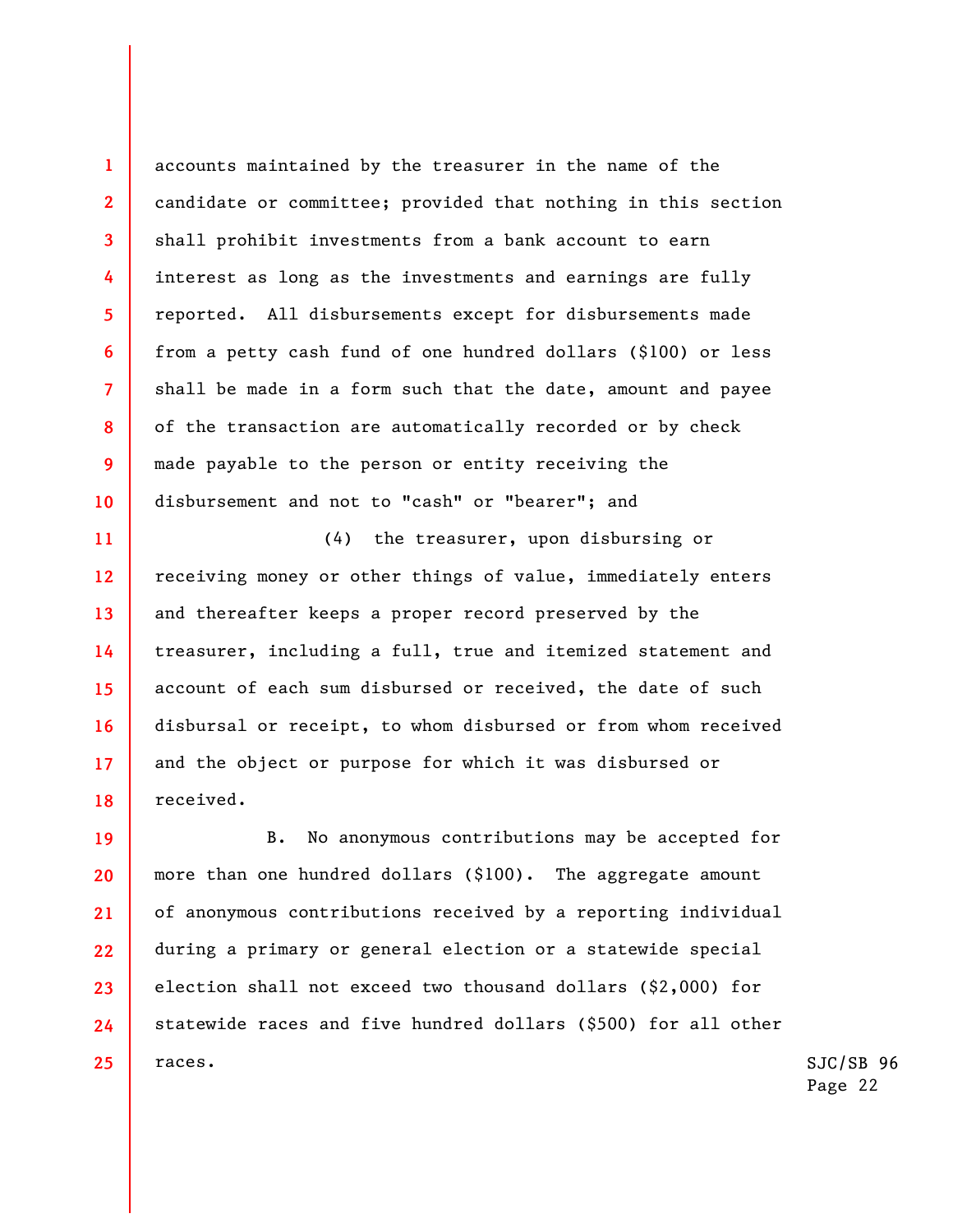accounts maintained by the treasurer in the name of the candidate or committee; provided that nothing in this section shall prohibit investments from a bank account to earn interest as long as the investments and earnings are fully reported. All disbursements except for disbursements made from a petty cash fund of one hundred dollars ($100) or less shall be made in a form such that the date, amount and payee of the transaction are automatically recorded or by check made payable to the person or entity receiving the disbursement and not to "cash" or "bearer"; and

(4) the treasurer, upon disbursing or receiving money or other things of value, immediately enters and thereafter keeps a proper record preserved by the treasurer, including a full, true and itemized statement and account of each sum disbursed or received, the date of such disbursal or receipt, to whom disbursed or from whom received and the object or purpose for which it was disbursed or received.

B. No anonymous contributions may be accepted for more than one hundred dollars ($100). The aggregate amount of anonymous contributions received by a reporting individual during a primary or general election or a statewide special election shall not exceed two thousand dollars ($2,000) for statewide races and five hundred dollars ($500) for all other races.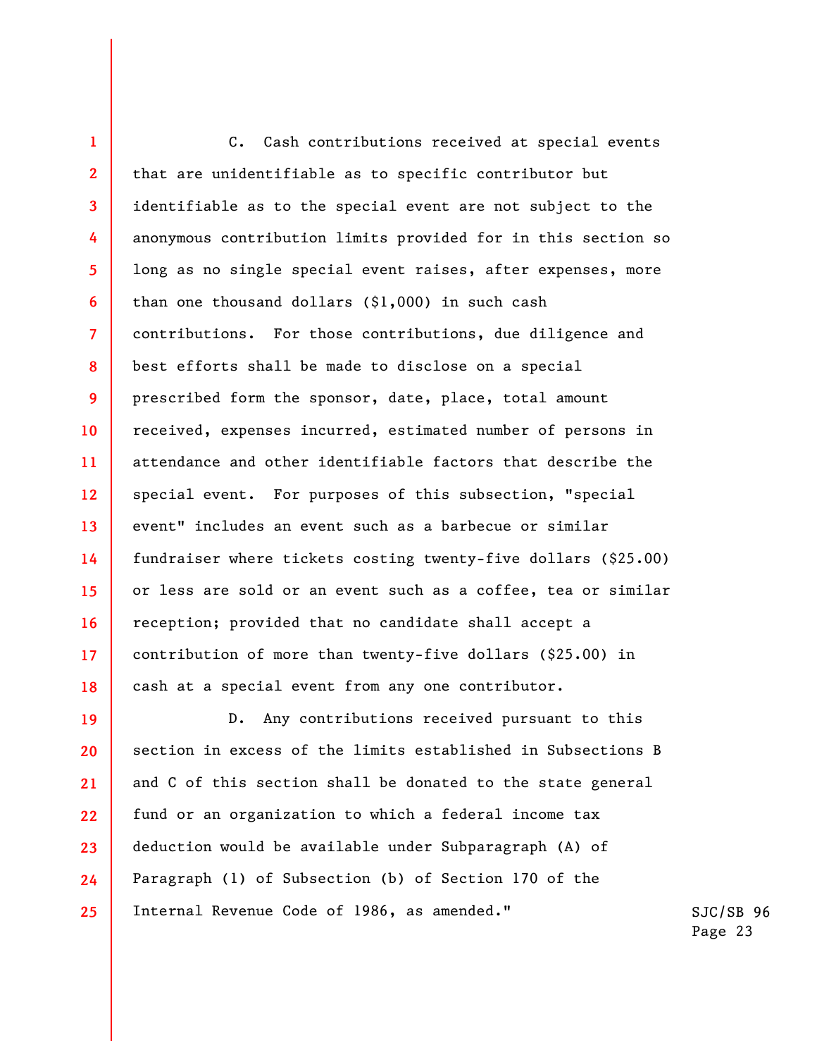C. Cash contributions received at special events that are unidentifiable as to specific contributor but identifiable as to the special event are not subject to the anonymous contribution limits provided for in this section so long as no single special event raises, after expenses, more than one thousand dollars ($1,000) in such cash contributions. For those contributions, due diligence and best efforts shall be made to disclose on a special prescribed form the sponsor, date, place, total amount received, expenses incurred, estimated number of persons in attendance and other identifiable factors that describe the special event. For purposes of this subsection, "special event" includes an event such as a barbecue or similar fundraiser where tickets costing twenty-five dollars ($25.00) or less are sold or an event such as a coffee, tea or similar reception; provided that no candidate shall accept a contribution of more than twenty-five dollars ($25.00) in cash at a special event from any one contributor.

D. Any contributions received pursuant to this section in excess of the limits established in Subsections B and C of this section shall be donated to the state general fund or an organization to which a federal income tax deduction would be available under Subparagraph (A) of Paragraph (1) of Subsection (b) of Section 170 of the Internal Revenue Code of 1986, as amended."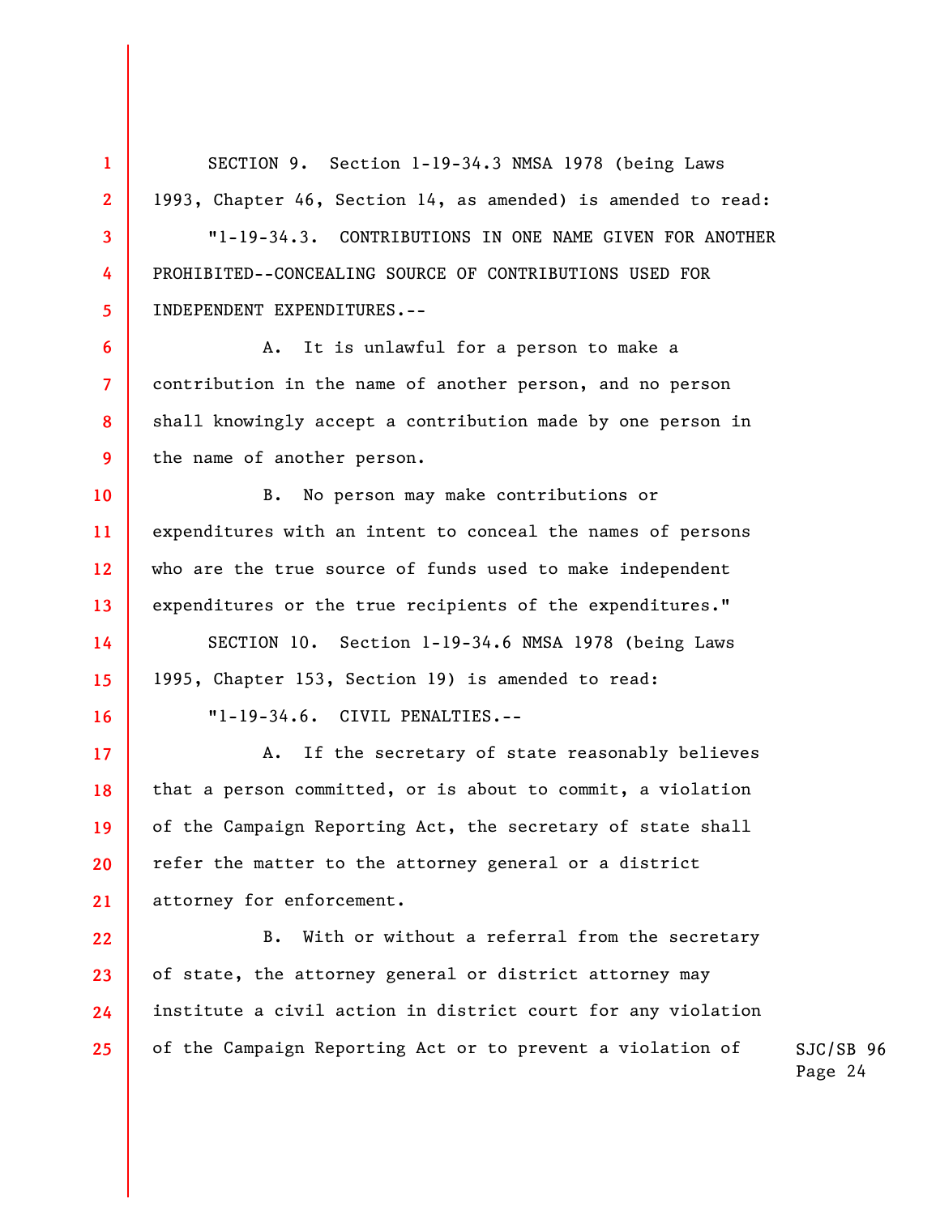SECTION 9. Section 1-19-34.3 NMSA 1978 (being Laws 1993, Chapter 46, Section 14, as amended) is amended to read:

"1-19-34.3. CONTRIBUTIONS IN ONE NAME GIVEN FOR ANOTHER PROHIBITED--CONCEALING SOURCE OF CONTRIBUTIONS USED FOR INDEPENDENT EXPENDITURES.--

A. It is unlawful for a person to make a contribution in the name of another person, and no person shall knowingly accept a contribution made by one person in the name of another person.

B. No person may make contributions or expenditures with an intent to conceal the names of persons who are the true source of funds used to make independent expenditures or the true recipients of the expenditures."

SECTION 10. Section 1-19-34.6 NMSA 1978 (being Laws 1995, Chapter 153, Section 19) is amended to read:

"1-19-34.6. CIVIL PENALTIES.--

A. If the secretary of state reasonably believes that a person committed, or is about to commit, a violation of the Campaign Reporting Act, the secretary of state shall refer the matter to the attorney general or a district attorney for enforcement.

B. With or without a referral from the secretary of state, the attorney general or district attorney may institute a civil action in district court for any violation of the Campaign Reporting Act or to prevent a violation of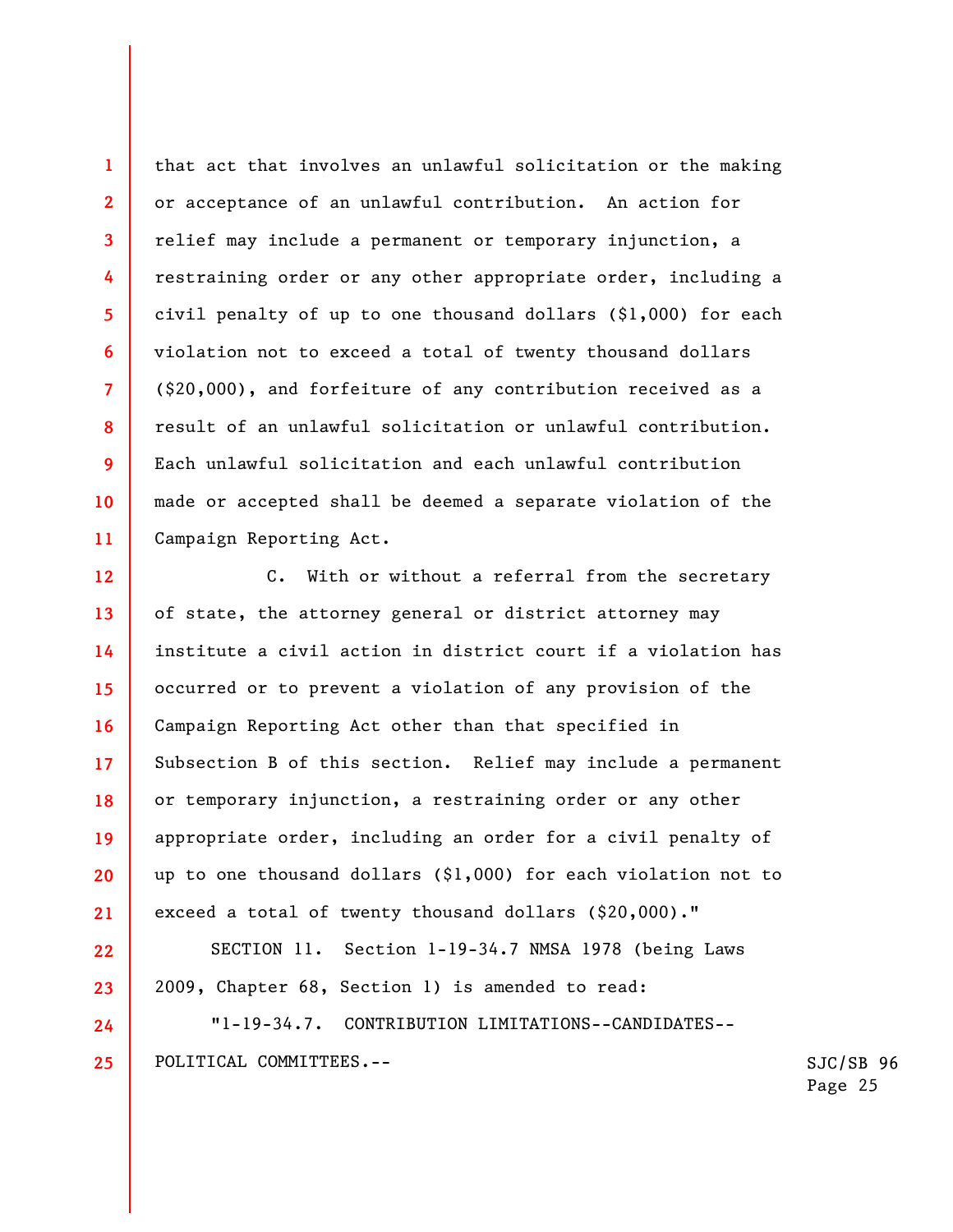that act that involves an unlawful solicitation or the making or acceptance of an unlawful contribution. An action for relief may include a permanent or temporary injunction, a restraining order or any other appropriate order, including a civil penalty of up to one thousand dollars ($1,000) for each violation not to exceed a total of twenty thousand dollars ($20,000), and forfeiture of any contribution received as a result of an unlawful solicitation or unlawful contribution. Each unlawful solicitation and each unlawful contribution made or accepted shall be deemed a separate violation of the Campaign Reporting Act.

C. With or without a referral from the secretary of state, the attorney general or district attorney may institute a civil action in district court if a violation has occurred or to prevent a violation of any provision of the Campaign Reporting Act other than that specified in Subsection B of this section. Relief may include a permanent or temporary injunction, a restraining order or any other appropriate order, including an order for a civil penalty of up to one thousand dollars ($1,000) for each violation not to exceed a total of twenty thousand dollars ($20,000)."

SECTION 11. Section 1-19-34.7 NMSA 1978 (being Laws 2009, Chapter 68, Section 1) is amended to read:

"1-19-34.7. CONTRIBUTION LIMITATIONS--CANDIDATES--POLITICAL COMMITTEES.--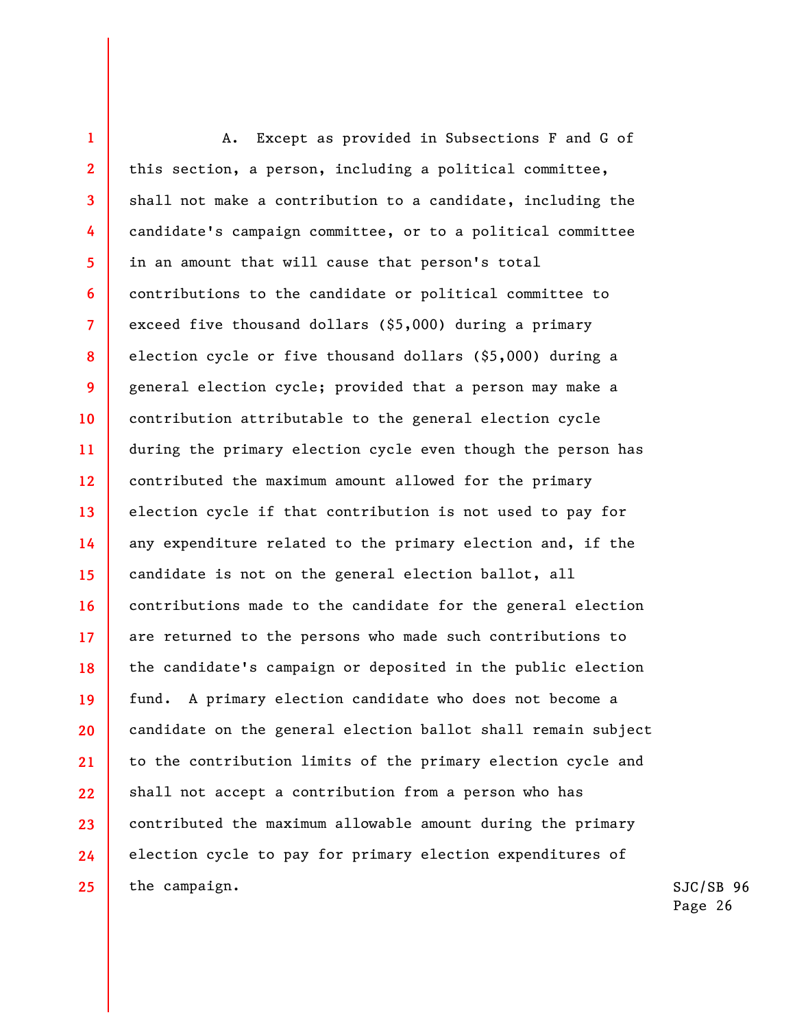A. Except as provided in Subsections F and G of this section, a person, including a political committee, shall not make a contribution to a candidate, including the candidate's campaign committee, or to a political committee in an amount that will cause that person's total contributions to the candidate or political committee to exceed five thousand dollars ($5,000) during a primary election cycle or five thousand dollars ($5,000) during a general election cycle; provided that a person may make a contribution attributable to the general election cycle during the primary election cycle even though the person has contributed the maximum amount allowed for the primary election cycle if that contribution is not used to pay for any expenditure related to the primary election and, if the candidate is not on the general election ballot, all contributions made to the candidate for the general election are returned to the persons who made such contributions to the candidate's campaign or deposited in the public election fund. A primary election candidate who does not become a candidate on the general election ballot shall remain subject to the contribution limits of the primary election cycle and shall not accept a contribution from a person who has contributed the maximum allowable amount during the primary election cycle to pay for primary election expenditures of the campaign.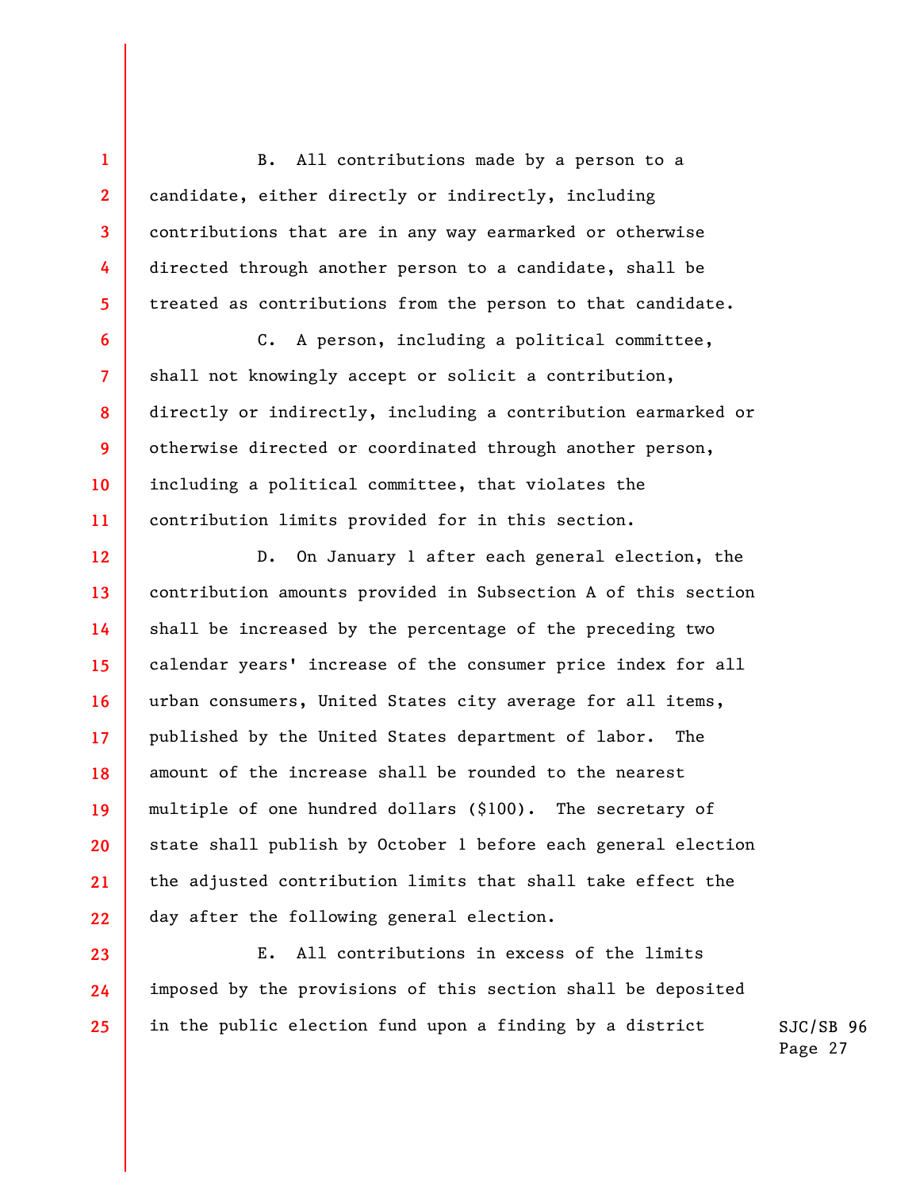B. All contributions made by a person to a candidate, either directly or indirectly, including contributions that are in any way earmarked or otherwise directed through another person to a candidate, shall be treated as contributions from the person to that candidate.

C. A person, including a political committee, shall not knowingly accept or solicit a contribution, directly or indirectly, including a contribution earmarked or otherwise directed or coordinated through another person, including a political committee, that violates the contribution limits provided for in this section.

D. On January 1 after each general election, the contribution amounts provided in Subsection A of this section shall be increased by the percentage of the preceding two calendar years' increase of the consumer price index for all urban consumers, United States city average for all items, published by the United States department of labor. The amount of the increase shall be rounded to the nearest multiple of one hundred dollars ($100). The secretary of state shall publish by October 1 before each general election the adjusted contribution limits that shall take effect the day after the following general election.

E. All contributions in excess of the limits imposed by the provisions of this section shall be deposited in the public election fund upon a finding by a district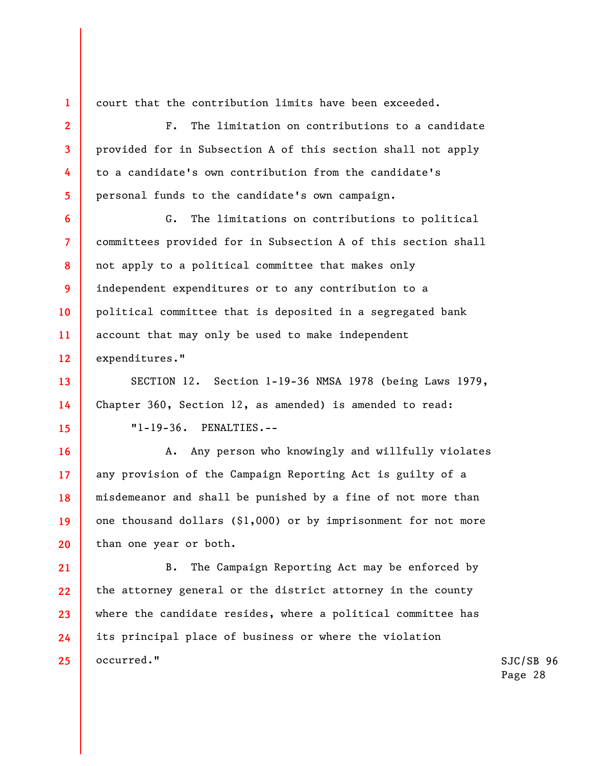court that the contribution limits have been exceeded.

F. The limitation on contributions to a candidate provided for in Subsection A of this section shall not apply to a candidate's own contribution from the candidate's personal funds to the candidate's own campaign.

G. The limitations on contributions to political committees provided for in Subsection A of this section shall not apply to a political committee that makes only independent expenditures or to any contribution to a political committee that is deposited in a segregated bank account that may only be used to make independent expenditures."

SECTION 12. Section 1-19-36 NMSA 1978 (being Laws 1979, Chapter 360, Section 12, as amended) is amended to read:

"1-19-36. PENALTIES.--

A. Any person who knowingly and willfully violates any provision of the Campaign Reporting Act is guilty of a misdemeanor and shall be punished by a fine of not more than one thousand dollars ($1,000) or by imprisonment for not more than one year or both.

B. The Campaign Reporting Act may be enforced by the attorney general or the district attorney in the county where the candidate resides, where a political committee has its principal place of business or where the violation occurred."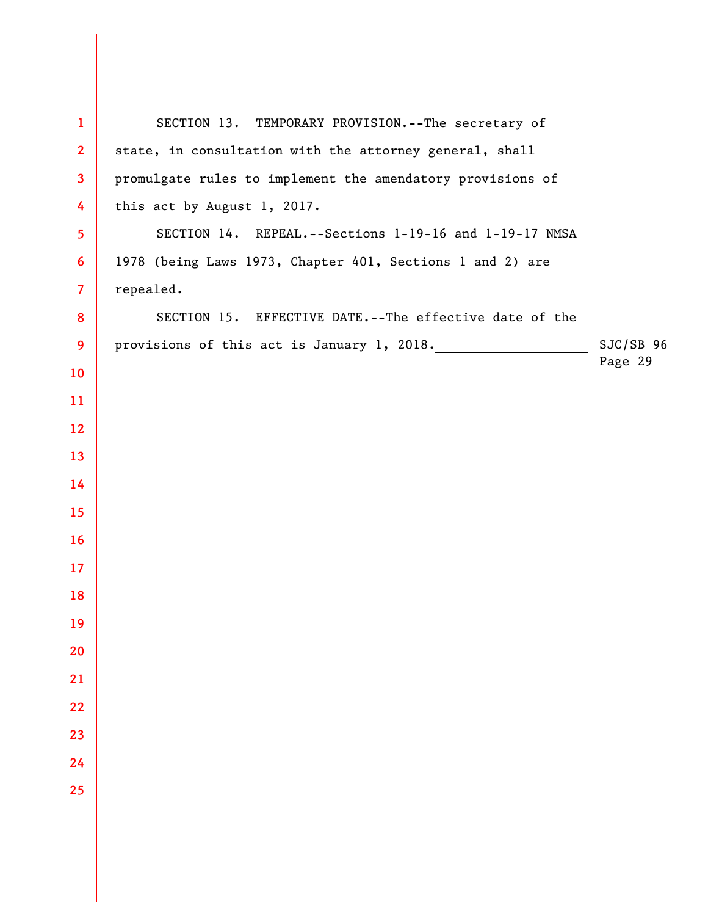SECTION 13. TEMPORARY PROVISION.--The secretary of state, in consultation with the attorney general, shall promulgate rules to implement the amendatory provisions of this act by August 1, 2017.

SECTION 14. REPEAL.--Sections 1-19-16 and 1-19-17 NMSA 1978 (being Laws 1973, Chapter 401, Sections 1 and 2) are repealed.

SECTION 15. EFFECTIVE DATE.--The effective date of the provisions of this act is January 1, 2018.